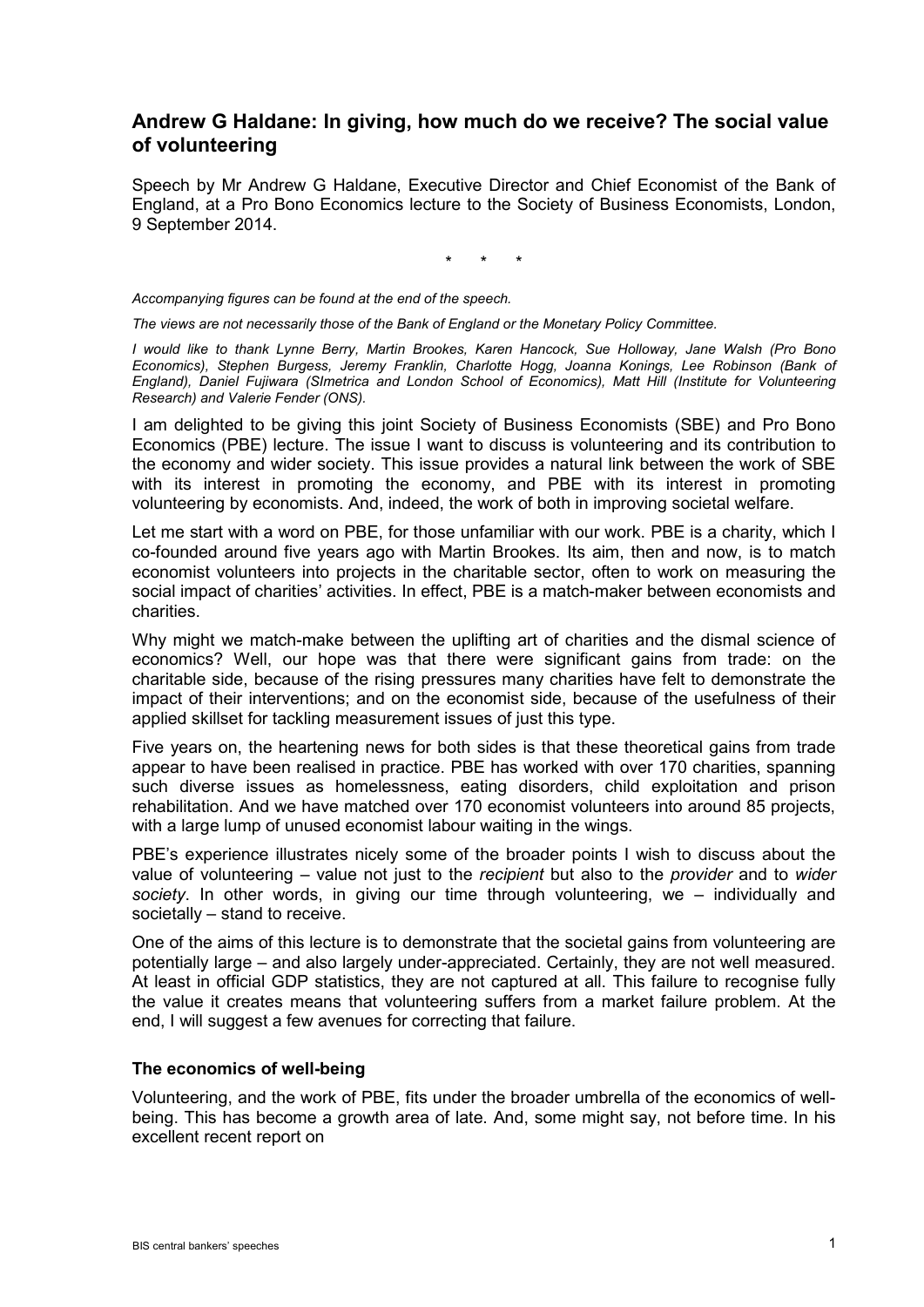## Andrew G Haldane: In giving, how much do we receive? The social value of volunteering

Speech by Mr Andrew G Haldane, Executive Director and Chief Economist of the Bank of England, at a Pro Bono Economics lecture to the Society of Business Economists, London, 9 September 2014.

\* \* \*

*Accompanying figures can be found at the end of the speech.*

*The views are not necessarily those of the Bank of England or the Monetary Policy Committee.*

*I would like to thank Lynne Berry, Martin Brookes, Karen Hancock, Sue Holloway, Jane Walsh (Pro Bono Economics), Stephen Burgess, Jeremy Franklin, Charlotte Hogg, Joanna Konings, Lee Robinson (Bank of England), Daniel Fujiwara (SImetrica and London School of Economics), Matt Hill (Institute for Volunteering Research) and Valerie Fender (ONS).*

I am delighted to be giving this joint Society of Business Economists (SBE) and Pro Bono Economics (PBE) lecture. The issue I want to discuss is volunteering and its contribution to the economy and wider society. This issue provides a natural link between the work of SBE with its interest in promoting the economy, and PBE with its interest in promoting volunteering by economists. And, indeed, the work of both in improving societal welfare.

Let me start with a word on PBE, for those unfamiliar with our work. PBE is a charity, which I co-founded around five years ago with Martin Brookes. Its aim, then and now, is to match economist volunteers into projects in the charitable sector, often to work on measuring the social impact of charities' activities. In effect, PBE is a match-maker between economists and charities.

Why might we match-make between the uplifting art of charities and the dismal science of economics? Well, our hope was that there were significant gains from trade: on the charitable side, because of the rising pressures many charities have felt to demonstrate the impact of their interventions; and on the economist side, because of the usefulness of their applied skillset for tackling measurement issues of just this type.

Five years on, the heartening news for both sides is that these theoretical gains from trade appear to have been realised in practice. PBE has worked with over 170 charities, spanning such diverse issues as homelessness, eating disorders, child exploitation and prison rehabilitation. And we have matched over 170 economist volunteers into around 85 projects, with a large lump of unused economist labour waiting in the wings.

PBE's experience illustrates nicely some of the broader points I wish to discuss about the value of volunteering – value not just to the *recipient* but also to the *provider* and to *wider society*. In other words, in giving our time through volunteering, we – individually and societally – stand to receive.

One of the aims of this lecture is to demonstrate that the societal gains from volunteering are potentially large – and also largely under-appreciated. Certainly, they are not well measured. At least in official GDP statistics, they are not captured at all. This failure to recognise fully the value it creates means that volunteering suffers from a market failure problem. At the end, I will suggest a few avenues for correcting that failure.

### The economics of well-being

Volunteering, and the work of PBE, fits under the broader umbrella of the economics of well-being. This has become a growth area of late. And, some might say, not before time. In his excellent recent report on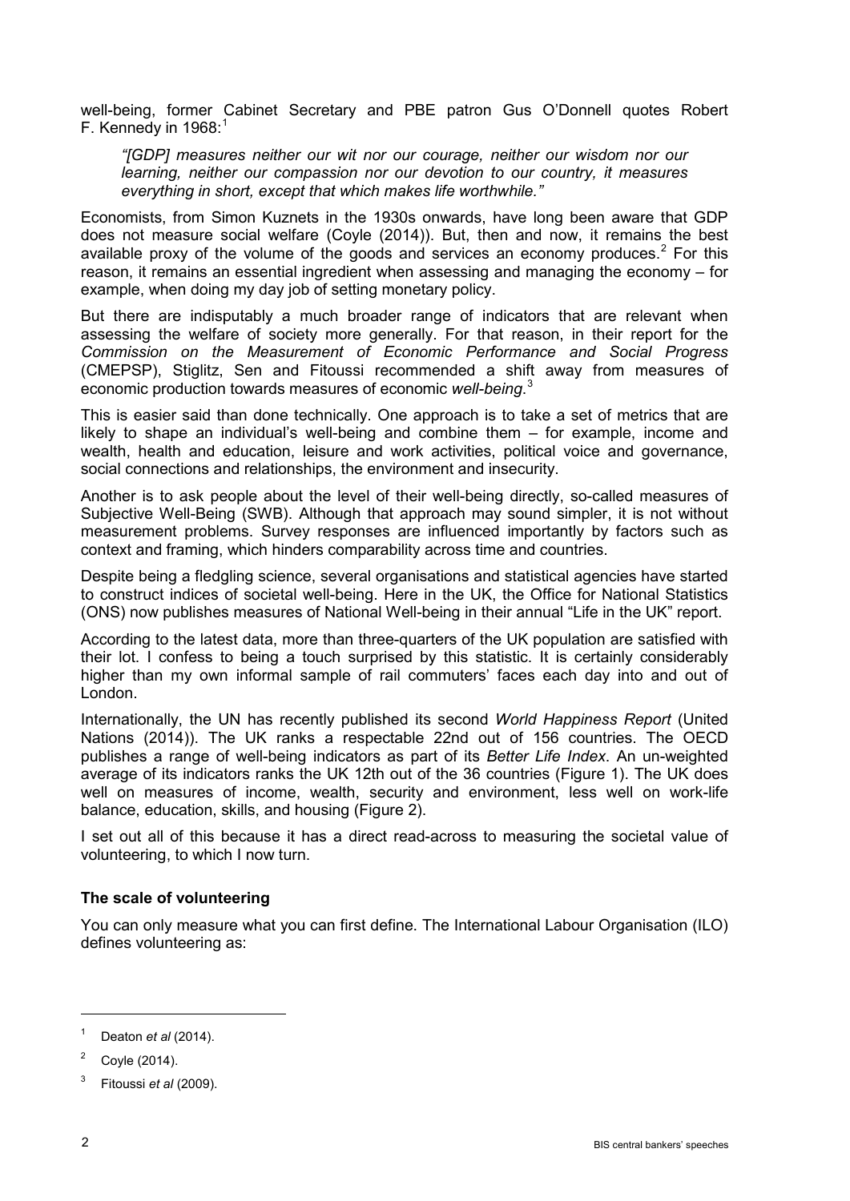well-being, former Cabinet Secretary and PBE patron Gus O'Donnell quotes Robert F. Kennedy in 1968:[1]

> *"[GDP] measures neither our wit nor our courage, neither our wisdom nor our learning, neither our compassion nor our devotion to our country, it measures everything in short, except that which makes life worthwhile."*

Economists, from Simon Kuznets in the 1930s onwards, have long been aware that GDP does not measure social welfare (Coyle (2014)). But, then and now, it remains the best available proxy of the volume of the goods and services an economy produces.[2] For this reason, it remains an essential ingredient when assessing and managing the economy – for example, when doing my day job of setting monetary policy.

But there are indisputably a much broader range of indicators that are relevant when assessing the welfare of society more generally. For that reason, in their report for the *Commission on the Measurement of Economic Performance and Social Progress* (CMEPSP), Stiglitz, Sen and Fitoussi recommended a shift away from measures of economic production towards measures of economic *well-being*.[3]

This is easier said than done technically. One approach is to take a set of metrics that are likely to shape an individual's well-being and combine them – for example, income and wealth, health and education, leisure and work activities, political voice and governance, social connections and relationships, the environment and insecurity.

Another is to ask people about the level of their well-being directly, so-called measures of Subjective Well-Being (SWB). Although that approach may sound simpler, it is not without measurement problems. Survey responses are influenced importantly by factors such as context and framing, which hinders comparability across time and countries.

Despite being a fledgling science, several organisations and statistical agencies have started to construct indices of societal well-being. Here in the UK, the Office for National Statistics (ONS) now publishes measures of National Well-being in their annual "Life in the UK" report.

According to the latest data, more than three-quarters of the UK population are satisfied with their lot. I confess to being a touch surprised by this statistic. It is certainly considerably higher than my own informal sample of rail commuters' faces each day into and out of London.

Internationally, the UN has recently published its second *World Happiness Report* (United Nations (2014)). The UK ranks a respectable 22nd out of 156 countries. The OECD publishes a range of well-being indicators as part of its *Better Life Index*. An un-weighted average of its indicators ranks the UK 12th out of the 36 countries (Figure 1). The UK does well on measures of income, wealth, security and environment, less well on work-life balance, education, skills, and housing (Figure 2).

I set out all of this because it has a direct read-across to measuring the societal value of volunteering, to which I now turn.

### The scale of volunteering

You can only measure what you can first define. The International Labour Organisation (ILO) defines volunteering as:

---

[1] Deaton *et al* (2014).

[2] Coyle (2014).

[3] Fitoussi *et al* (2009).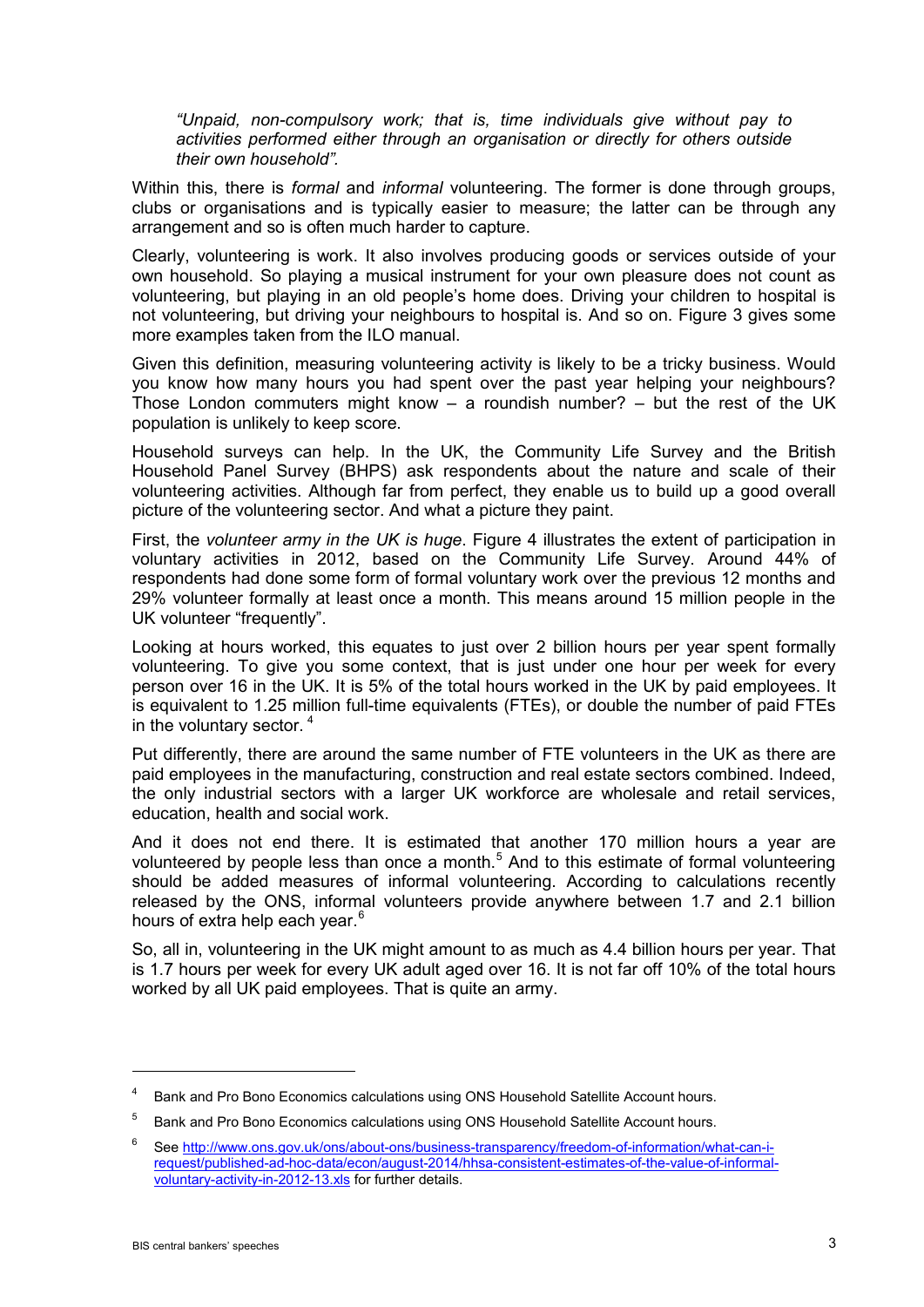> *"Unpaid, non-compulsory work; that is, time individuals give without pay to activities performed either through an organisation or directly for others outside their own household".*

Within this, there is *formal* and *informal* volunteering. The former is done through groups, clubs or organisations and is typically easier to measure; the latter can be through any arrangement and so is often much harder to capture.

Clearly, volunteering is work. It also involves producing goods or services outside of your own household. So playing a musical instrument for your own pleasure does not count as volunteering, but playing in an old people's home does. Driving your children to hospital is not volunteering, but driving your neighbours to hospital is. And so on. Figure 3 gives some more examples taken from the ILO manual.

Given this definition, measuring volunteering activity is likely to be a tricky business. Would you know how many hours you had spent over the past year helping your neighbours? Those London commuters might know – a roundish number? – but the rest of the UK population is unlikely to keep score.

Household surveys can help. In the UK, the Community Life Survey and the British Household Panel Survey (BHPS) ask respondents about the nature and scale of their volunteering activities. Although far from perfect, they enable us to build up a good overall picture of the volunteering sector. And what a picture they paint.

First, the *volunteer army in the UK is huge*. Figure 4 illustrates the extent of participation in voluntary activities in 2012, based on the Community Life Survey. Around 44% of respondents had done some form of formal voluntary work over the previous 12 months and 29% volunteer formally at least once a month. This means around 15 million people in the UK volunteer "frequently".

Looking at hours worked, this equates to just over 2 billion hours per year spent formally volunteering. To give you some context, that is just under one hour per week for every person over 16 in the UK. It is 5% of the total hours worked in the UK by paid employees. It is equivalent to 1.25 million full-time equivalents (FTEs), or double the number of paid FTEs in the voluntary sector. [4]

Put differently, there are around the same number of FTE volunteers in the UK as there are paid employees in the manufacturing, construction and real estate sectors combined. Indeed, the only industrial sectors with a larger UK workforce are wholesale and retail services, education, health and social work.

And it does not end there. It is estimated that another 170 million hours a year are volunteered by people less than once a month.[5] And to this estimate of formal volunteering should be added measures of informal volunteering. According to calculations recently released by the ONS, informal volunteers provide anywhere between 1.7 and 2.1 billion hours of extra help each year.[6]

So, all in, volunteering in the UK might amount to as much as 4.4 billion hours per year. That is 1.7 hours per week for every UK adult aged over 16. It is not far off 10% of the total hours worked by all UK paid employees. That is quite an army.

---

[4] Bank and Pro Bono Economics calculations using ONS Household Satellite Account hours.

[5] Bank and Pro Bono Economics calculations using ONS Household Satellite Account hours.

[6] See [http://www.ons.gov.uk/ons/about-ons/business-transparency/freedom-of-information/what-can-i-request/published-ad-hoc-data/econ/august-2014/hhsa-consistent-estimates-of-the-value-of-informal-voluntary-activity-in-2012-13.xls](http://www.ons.gov.uk/ons/about-ons/business-transparency/freedom-of-information/what-can-i-request/published-ad-hoc-data/econ/august-2014/hhsa-consistent-estimates-of-the-value-of-informal-voluntary-activity-in-2012-13.xls) for further details.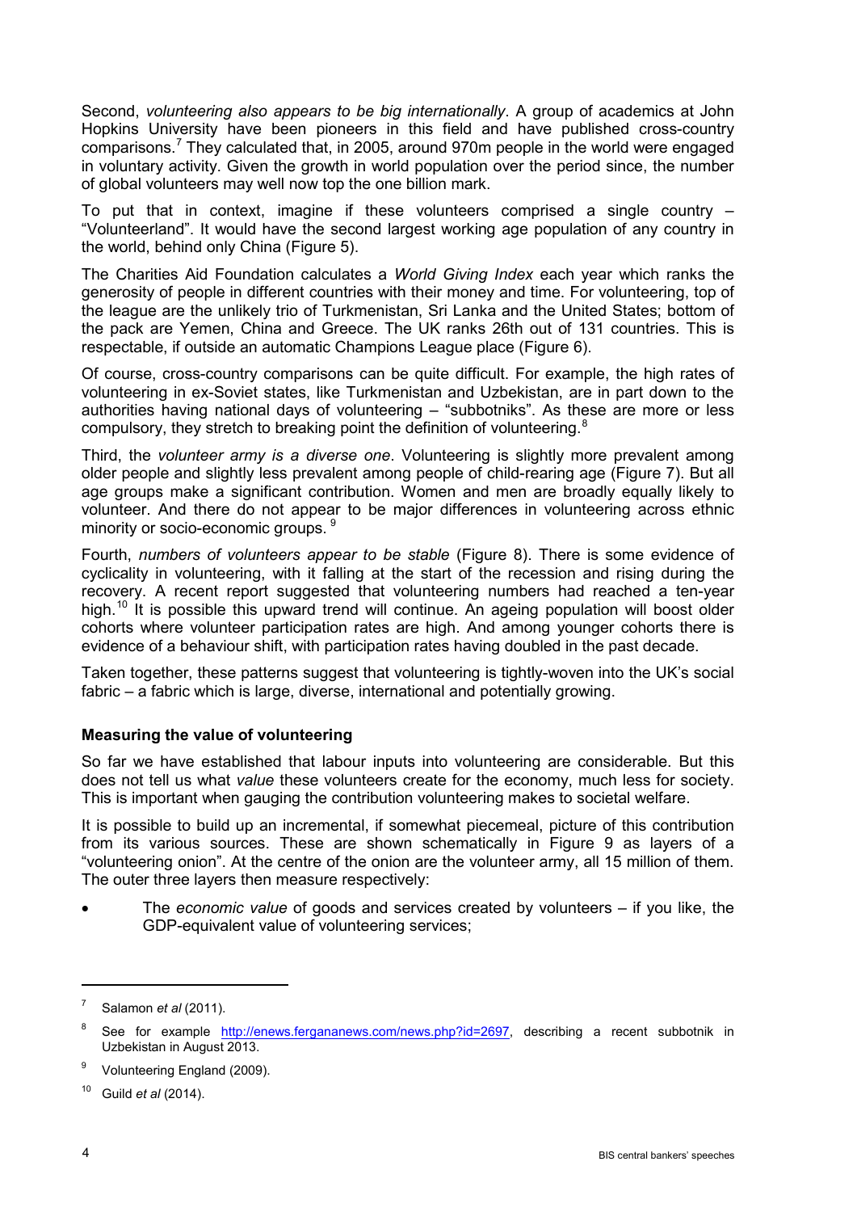Second, *volunteering also appears to be big internationally*. A group of academics at John Hopkins University have been pioneers in this field and have published cross-country comparisons.[7] They calculated that, in 2005, around 970m people in the world were engaged in voluntary activity. Given the growth in world population over the period since, the number of global volunteers may well now top the one billion mark.

To put that in context, imagine if these volunteers comprised a single country – "Volunteerland". It would have the second largest working age population of any country in the world, behind only China (Figure 5).

The Charities Aid Foundation calculates a *World Giving Index* each year which ranks the generosity of people in different countries with their money and time. For volunteering, top of the league are the unlikely trio of Turkmenistan, Sri Lanka and the United States; bottom of the pack are Yemen, China and Greece. The UK ranks 26th out of 131 countries. This is respectable, if outside an automatic Champions League place (Figure 6).

Of course, cross-country comparisons can be quite difficult. For example, the high rates of volunteering in ex-Soviet states, like Turkmenistan and Uzbekistan, are in part down to the authorities having national days of volunteering – "subbotniks". As these are more or less compulsory, they stretch to breaking point the definition of volunteering.[8]

Third, the *volunteer army is a diverse one*. Volunteering is slightly more prevalent among older people and slightly less prevalent among people of child-rearing age (Figure 7). But all age groups make a significant contribution. Women and men are broadly equally likely to volunteer. And there do not appear to be major differences in volunteering across ethnic minority or socio-economic groups.[9]

Fourth, *numbers of volunteers appear to be stable* (Figure 8). There is some evidence of cyclicality in volunteering, with it falling at the start of the recession and rising during the recovery. A recent report suggested that volunteering numbers had reached a ten-year high.[10] It is possible this upward trend will continue. An ageing population will boost older cohorts where volunteer participation rates are high. And among younger cohorts there is evidence of a behaviour shift, with participation rates having doubled in the past decade.

Taken together, these patterns suggest that volunteering is tightly-woven into the UK's social fabric – a fabric which is large, diverse, international and potentially growing.

## Measuring the value of volunteering

So far we have established that labour inputs into volunteering are considerable. But this does not tell us what *value* these volunteers create for the economy, much less for society. This is important when gauging the contribution volunteering makes to societal welfare.

It is possible to build up an incremental, if somewhat piecemeal, picture of this contribution from its various sources. These are shown schematically in Figure 9 as layers of a "volunteering onion". At the centre of the onion are the volunteer army, all 15 million of them. The outer three layers then measure respectively:

- The *economic value* of goods and services created by volunteers – if you like, the GDP-equivalent value of volunteering services;

---

[7] Salamon *et al* (2011).

[8] See for example http://enews.fergananews.com/news.php?id=2697, describing a recent subbotnik in Uzbekistan in August 2013.

[9] Volunteering England (2009).

[10] Guild *et al* (2014).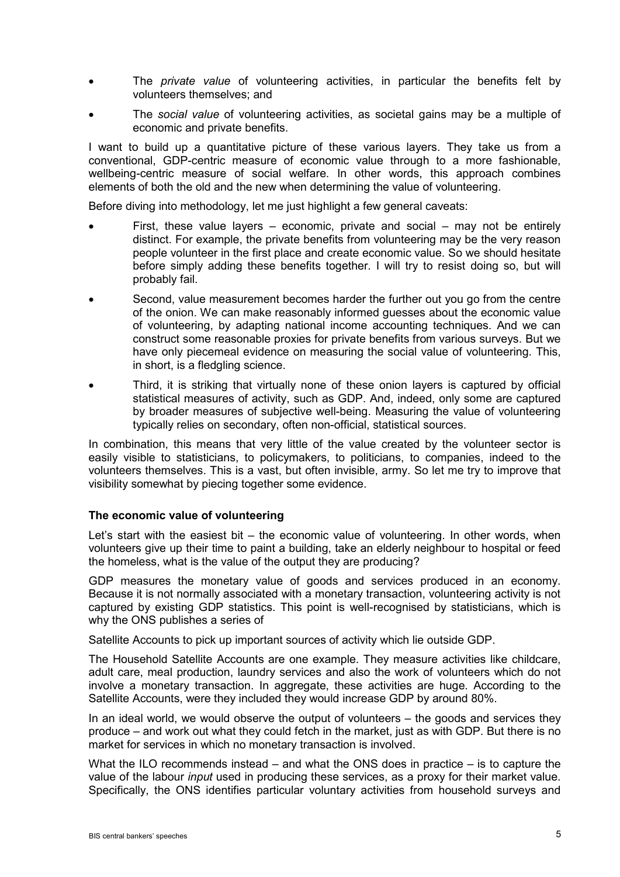- The *private value* of volunteering activities, in particular the benefits felt by volunteers themselves; and
- The *social value* of volunteering activities, as societal gains may be a multiple of economic and private benefits.

I want to build up a quantitative picture of these various layers. They take us from a conventional, GDP-centric measure of economic value through to a more fashionable, wellbeing-centric measure of social welfare. In other words, this approach combines elements of both the old and the new when determining the value of volunteering.

Before diving into methodology, let me just highlight a few general caveats:

- First, these value layers – economic, private and social – may not be entirely distinct. For example, the private benefits from volunteering may be the very reason people volunteer in the first place and create economic value. So we should hesitate before simply adding these benefits together. I will try to resist doing so, but will probably fail.
- Second, value measurement becomes harder the further out you go from the centre of the onion. We can make reasonably informed guesses about the economic value of volunteering, by adapting national income accounting techniques. And we can construct some reasonable proxies for private benefits from various surveys. But we have only piecemeal evidence on measuring the social value of volunteering. This, in short, is a fledgling science.
- Third, it is striking that virtually none of these onion layers is captured by official statistical measures of activity, such as GDP. And, indeed, only some are captured by broader measures of subjective well-being. Measuring the value of volunteering typically relies on secondary, often non-official, statistical sources.

In combination, this means that very little of the value created by the volunteer sector is easily visible to statisticians, to policymakers, to politicians, to companies, indeed to the volunteers themselves. This is a vast, but often invisible, army. So let me try to improve that visibility somewhat by piecing together some evidence.

### The economic value of volunteering

Let's start with the easiest bit – the economic value of volunteering. In other words, when volunteers give up their time to paint a building, take an elderly neighbour to hospital or feed the homeless, what is the value of the output they are producing?

GDP measures the monetary value of goods and services produced in an economy. Because it is not normally associated with a monetary transaction, volunteering activity is not captured by existing GDP statistics. This point is well-recognised by statisticians, which is why the ONS publishes a series of

Satellite Accounts to pick up important sources of activity which lie outside GDP.

The Household Satellite Accounts are one example. They measure activities like childcare, adult care, meal production, laundry services and also the work of volunteers which do not involve a monetary transaction. In aggregate, these activities are huge. According to the Satellite Accounts, were they included they would increase GDP by around 80%.

In an ideal world, we would observe the output of volunteers – the goods and services they produce – and work out what they could fetch in the market, just as with GDP. But there is no market for services in which no monetary transaction is involved.

What the ILO recommends instead – and what the ONS does in practice – is to capture the value of the labour *input* used in producing these services, as a proxy for their market value. Specifically, the ONS identifies particular voluntary activities from household surveys and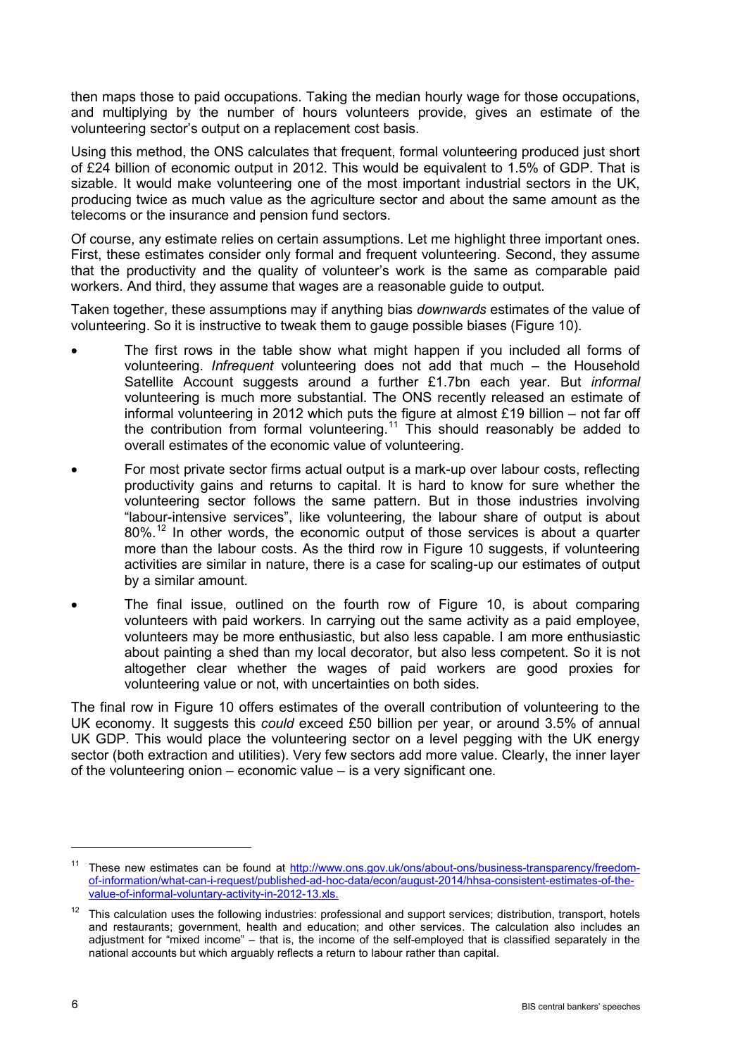then maps those to paid occupations. Taking the median hourly wage for those occupations, and multiplying by the number of hours volunteers provide, gives an estimate of the volunteering sector's output on a replacement cost basis.

Using this method, the ONS calculates that frequent, formal volunteering produced just short of £24 billion of economic output in 2012. This would be equivalent to 1.5% of GDP. That is sizable. It would make volunteering one of the most important industrial sectors in the UK, producing twice as much value as the agriculture sector and about the same amount as the telecoms or the insurance and pension fund sectors.

Of course, any estimate relies on certain assumptions. Let me highlight three important ones. First, these estimates consider only formal and frequent volunteering. Second, they assume that the productivity and the quality of volunteer's work is the same as comparable paid workers. And third, they assume that wages are a reasonable guide to output.

Taken together, these assumptions may if anything bias *downwards* estimates of the value of volunteering. So it is instructive to tweak them to gauge possible biases (Figure 10).

- The first rows in the table show what might happen if you included all forms of volunteering. *Infrequent* volunteering does not add that much – the Household Satellite Account suggests around a further £1.7bn each year. But *informal* volunteering is much more substantial. The ONS recently released an estimate of informal volunteering in 2012 which puts the figure at almost £19 billion – not far off the contribution from formal volunteering.[11] This should reasonably be added to overall estimates of the economic value of volunteering.
- For most private sector firms actual output is a mark-up over labour costs, reflecting productivity gains and returns to capital. It is hard to know for sure whether the volunteering sector follows the same pattern. But in those industries involving "labour-intensive services", like volunteering, the labour share of output is about 80%.[12] In other words, the economic output of those services is about a quarter more than the labour costs. As the third row in Figure 10 suggests, if volunteering activities are similar in nature, there is a case for scaling-up our estimates of output by a similar amount.
- The final issue, outlined on the fourth row of Figure 10, is about comparing volunteers with paid workers. In carrying out the same activity as a paid employee, volunteers may be more enthusiastic, but also less capable. I am more enthusiastic about painting a shed than my local decorator, but also less competent. So it is not altogether clear whether the wages of paid workers are good proxies for volunteering value or not, with uncertainties on both sides.

The final row in Figure 10 offers estimates of the overall contribution of volunteering to the UK economy. It suggests this *could* exceed £50 billion per year, or around 3.5% of annual UK GDP. This would place the volunteering sector on a level pegging with the UK energy sector (both extraction and utilities). Very few sectors add more value. Clearly, the inner layer of the volunteering onion – economic value – is a very significant one.

---

[11] These new estimates can be found at http://www.ons.gov.uk/ons/about-ons/business-transparency/freedom-of-information/what-can-i-request/published-ad-hoc-data/econ/august-2014/hhsa-consistent-estimates-of-the-value-of-informal-voluntary-activity-in-2012-13.xls.

[12] This calculation uses the following industries: professional and support services; distribution, transport, hotels and restaurants; government, health and education; and other services. The calculation also includes an adjustment for "mixed income" – that is, the income of the self-employed that is classified separately in the national accounts but which arguably reflects a return to labour rather than capital.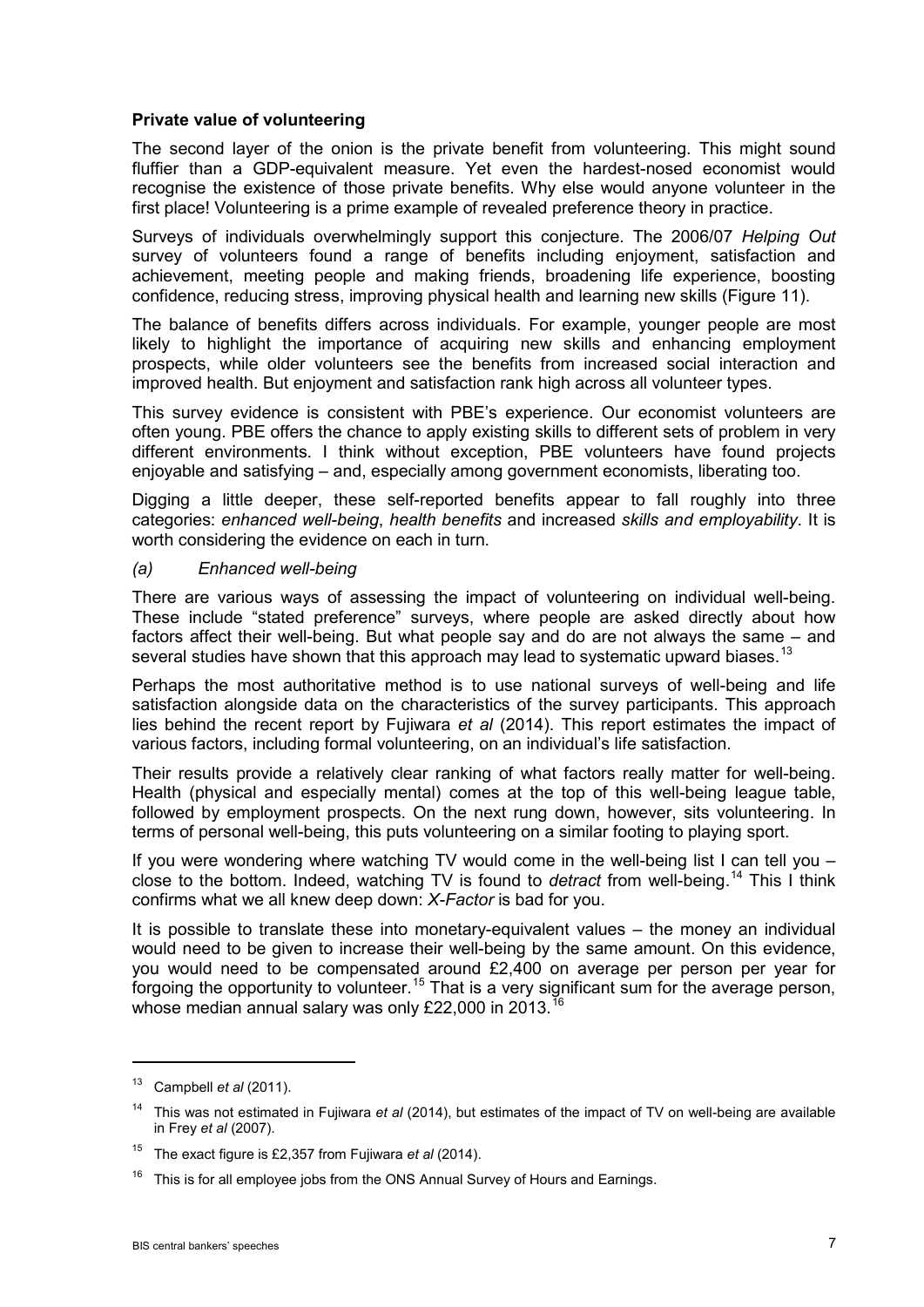**Private value of volunteering**

The second layer of the onion is the private benefit from volunteering. This might sound fluffier than a GDP-equivalent measure. Yet even the hardest-nosed economist would recognise the existence of those private benefits. Why else would anyone volunteer in the first place! Volunteering is a prime example of revealed preference theory in practice.

Surveys of individuals overwhelmingly support this conjecture. The 2006/07 *Helping Out* survey of volunteers found a range of benefits including enjoyment, satisfaction and achievement, meeting people and making friends, broadening life experience, boosting confidence, reducing stress, improving physical health and learning new skills (Figure 11).

The balance of benefits differs across individuals. For example, younger people are most likely to highlight the importance of acquiring new skills and enhancing employment prospects, while older volunteers see the benefits from increased social interaction and improved health. But enjoyment and satisfaction rank high across all volunteer types.

This survey evidence is consistent with PBE's experience. Our economist volunteers are often young. PBE offers the chance to apply existing skills to different sets of problem in very different environments. I think without exception, PBE volunteers have found projects enjoyable and satisfying – and, especially among government economists, liberating too.

Digging a little deeper, these self-reported benefits appear to fall roughly into three categories: *enhanced well-being*, *health benefits* and increased *skills and employability*. It is worth considering the evidence on each in turn.

*(a) Enhanced well-being*

There are various ways of assessing the impact of volunteering on individual well-being. These include "stated preference" surveys, where people are asked directly about how factors affect their well-being. But what people say and do are not always the same – and several studies have shown that this approach may lead to systematic upward biases.[13]

Perhaps the most authoritative method is to use national surveys of well-being and life satisfaction alongside data on the characteristics of the survey participants. This approach lies behind the recent report by Fujiwara *et al* (2014). This report estimates the impact of various factors, including formal volunteering, on an individual's life satisfaction.

Their results provide a relatively clear ranking of what factors really matter for well-being. Health (physical and especially mental) comes at the top of this well-being league table, followed by employment prospects. On the next rung down, however, sits volunteering. In terms of personal well-being, this puts volunteering on a similar footing to playing sport.

If you were wondering where watching TV would come in the well-being list I can tell you – close to the bottom. Indeed, watching TV is found to *detract* from well-being.[14] This I think confirms what we all knew deep down: *X-Factor* is bad for you.

It is possible to translate these into monetary-equivalent values – the money an individual would need to be given to increase their well-being by the same amount. On this evidence, you would need to be compensated around £2,400 on average per person per year for forgoing the opportunity to volunteer.[15] That is a very significant sum for the average person, whose median annual salary was only £22,000 in 2013.[16]

---

[13] Campbell *et al* (2011).

[14] This was not estimated in Fujiwara *et al* (2014), but estimates of the impact of TV on well-being are available in Frey *et al* (2007).

[15] The exact figure is £2,357 from Fujiwara *et al* (2014).

[16] This is for all employee jobs from the ONS Annual Survey of Hours and Earnings.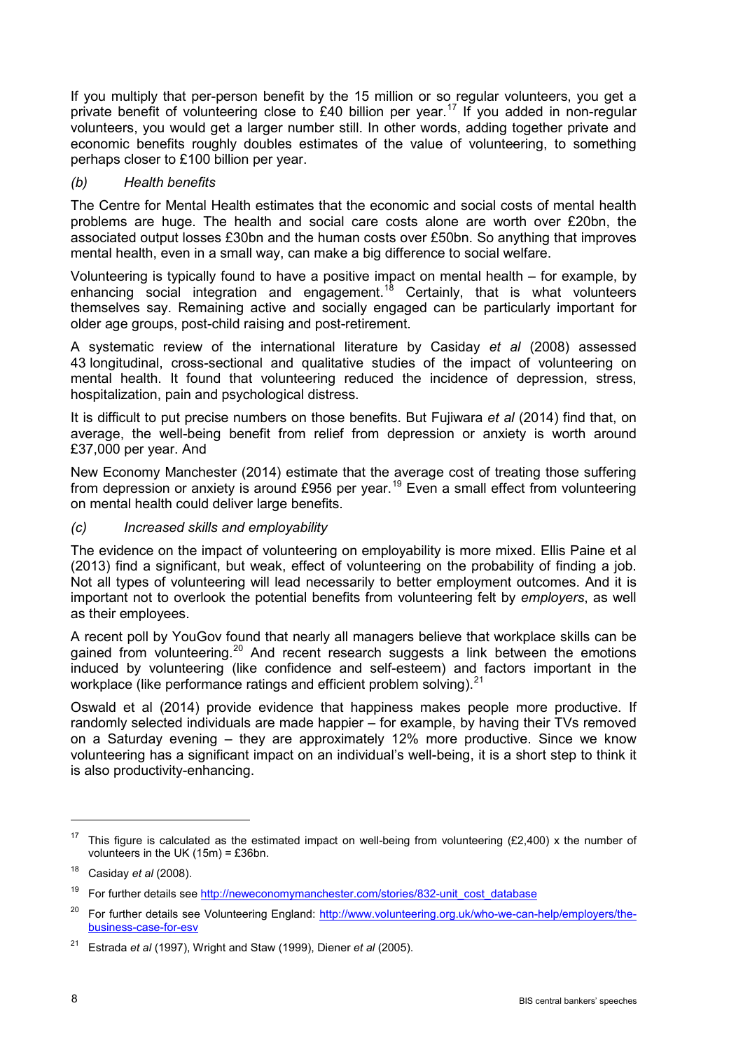If you multiply that per-person benefit by the 15 million or so regular volunteers, you get a private benefit of volunteering close to £40 billion per year.[17] If you added in non-regular volunteers, you would get a larger number still. In other words, adding together private and economic benefits roughly doubles estimates of the value of volunteering, to something perhaps closer to £100 billion per year.

### *(b) Health benefits*

The Centre for Mental Health estimates that the economic and social costs of mental health problems are huge. The health and social care costs alone are worth over £20bn, the associated output losses £30bn and the human costs over £50bn. So anything that improves mental health, even in a small way, can make a big difference to social welfare.

Volunteering is typically found to have a positive impact on mental health – for example, by enhancing social integration and engagement.[18] Certainly, that is what volunteers themselves say. Remaining active and socially engaged can be particularly important for older age groups, post-child raising and post-retirement.

A systematic review of the international literature by Casiday *et al* (2008) assessed 43 longitudinal, cross-sectional and qualitative studies of the impact of volunteering on mental health. It found that volunteering reduced the incidence of depression, stress, hospitalization, pain and psychological distress.

It is difficult to put precise numbers on those benefits. But Fujiwara *et al* (2014) find that, on average, the well-being benefit from relief from depression or anxiety is worth around £37,000 per year. And

New Economy Manchester (2014) estimate that the average cost of treating those suffering from depression or anxiety is around £956 per year.[19] Even a small effect from volunteering on mental health could deliver large benefits.

### *(c) Increased skills and employability*

The evidence on the impact of volunteering on employability is more mixed. Ellis Paine et al (2013) find a significant, but weak, effect of volunteering on the probability of finding a job. Not all types of volunteering will lead necessarily to better employment outcomes. And it is important not to overlook the potential benefits from volunteering felt by *employers*, as well as their employees.

A recent poll by YouGov found that nearly all managers believe that workplace skills can be gained from volunteering.[20] And recent research suggests a link between the emotions induced by volunteering (like confidence and self-esteem) and factors important in the workplace (like performance ratings and efficient problem solving).[21]

Oswald et al (2014) provide evidence that happiness makes people more productive. If randomly selected individuals are made happier – for example, by having their TVs removed on a Saturday evening – they are approximately 12% more productive. Since we know volunteering has a significant impact on an individual's well-being, it is a short step to think it is also productivity-enhancing.

---

[17] This figure is calculated as the estimated impact on well-being from volunteering (£2,400) x the number of volunteers in the UK (15m) = £36bn.

[18] Casiday *et al* (2008).

[19] For further details see http://neweconomymanchester.com/stories/832-unit_cost_database

[20] For further details see Volunteering England: http://www.volunteering.org.uk/who-we-can-help/employers/the-business-case-for-esv

[21] Estrada *et al* (1997), Wright and Staw (1999), Diener *et al* (2005).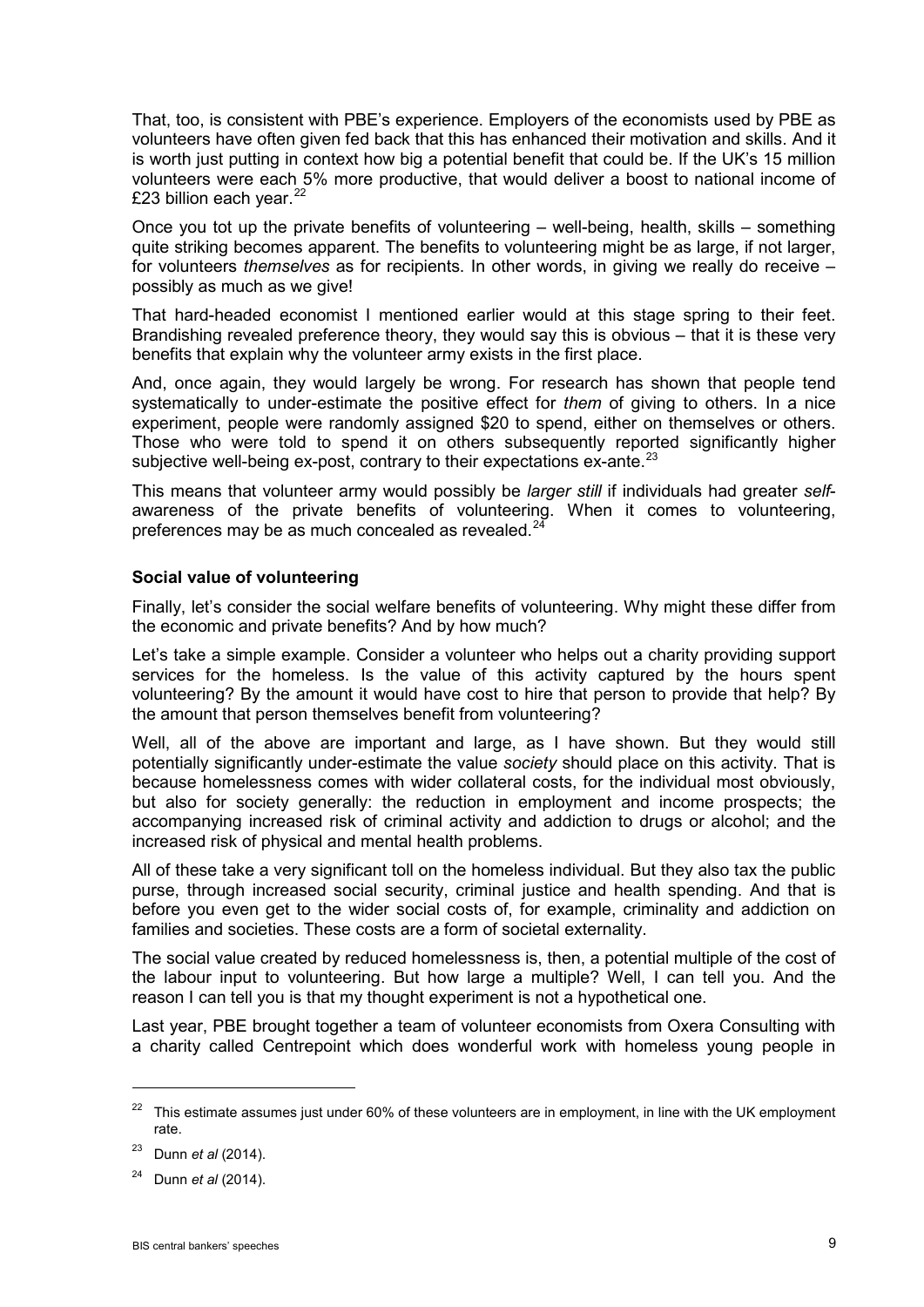That, too, is consistent with PBE's experience. Employers of the economists used by PBE as volunteers have often given fed back that this has enhanced their motivation and skills. And it is worth just putting in context how big a potential benefit that could be. If the UK's 15 million volunteers were each 5% more productive, that would deliver a boost to national income of £23 billion each year.[22]

Once you tot up the private benefits of volunteering – well-being, health, skills – something quite striking becomes apparent. The benefits to volunteering might be as large, if not larger, for volunteers *themselves* as for recipients. In other words, in giving we really do receive – possibly as much as we give!

That hard-headed economist I mentioned earlier would at this stage spring to their feet. Brandishing revealed preference theory, they would say this is obvious – that it is these very benefits that explain why the volunteer army exists in the first place.

And, once again, they would largely be wrong. For research has shown that people tend systematically to under-estimate the positive effect for *them* of giving to others. In a nice experiment, people were randomly assigned $20 to spend, either on themselves or others. Those who were told to spend it on others subsequently reported significantly higher subjective well-being ex-post, contrary to their expectations ex-ante.[23]

This means that volunteer army would possibly be *larger still* if individuals had greater *self*-awareness of the private benefits of volunteering. When it comes to volunteering, preferences may be as much concealed as revealed.[24]

**Social value of volunteering**

Finally, let's consider the social welfare benefits of volunteering. Why might these differ from the economic and private benefits? And by how much?

Let's take a simple example. Consider a volunteer who helps out a charity providing support services for the homeless. Is the value of this activity captured by the hours spent volunteering? By the amount it would have cost to hire that person to provide that help? By the amount that person themselves benefit from volunteering?

Well, all of the above are important and large, as I have shown. But they would still potentially significantly under-estimate the value *society* should place on this activity. That is because homelessness comes with wider collateral costs, for the individual most obviously, but also for society generally: the reduction in employment and income prospects; the accompanying increased risk of criminal activity and addiction to drugs or alcohol; and the increased risk of physical and mental health problems.

All of these take a very significant toll on the homeless individual. But they also tax the public purse, through increased social security, criminal justice and health spending. And that is before you even get to the wider social costs of, for example, criminality and addiction on families and societies. These costs are a form of societal externality.

The social value created by reduced homelessness is, then, a potential multiple of the cost of the labour input to volunteering. But how large a multiple? Well, I can tell you. And the reason I can tell you is that my thought experiment is not a hypothetical one.

Last year, PBE brought together a team of volunteer economists from Oxera Consulting with a charity called Centrepoint which does wonderful work with homeless young people in

---

[22] This estimate assumes just under 60% of these volunteers are in employment, in line with the UK employment rate.

[23] Dunn *et al* (2014).

[24] Dunn *et al* (2014).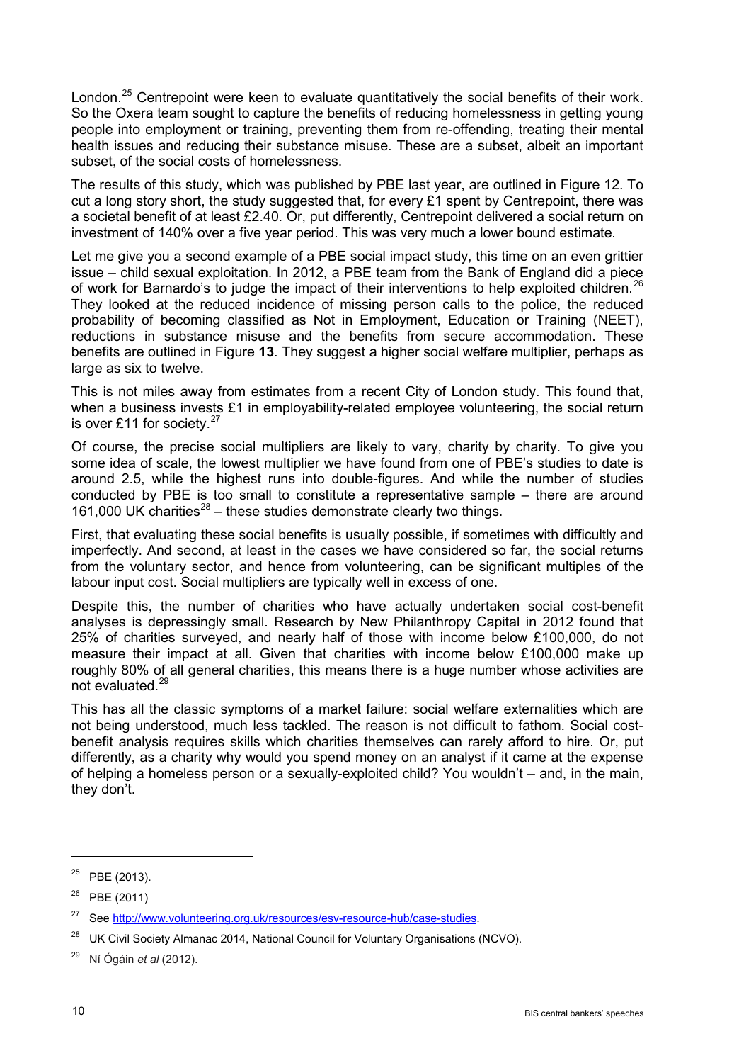London.[25] Centrepoint were keen to evaluate quantitatively the social benefits of their work. So the Oxera team sought to capture the benefits of reducing homelessness in getting young people into employment or training, preventing them from re-offending, treating their mental health issues and reducing their substance misuse. These are a subset, albeit an important subset, of the social costs of homelessness.

The results of this study, which was published by PBE last year, are outlined in Figure 12. To cut a long story short, the study suggested that, for every £1 spent by Centrepoint, there was a societal benefit of at least £2.40. Or, put differently, Centrepoint delivered a social return on investment of 140% over a five year period. This was very much a lower bound estimate.

Let me give you a second example of a PBE social impact study, this time on an even grittier issue – child sexual exploitation. In 2012, a PBE team from the Bank of England did a piece of work for Barnardo's to judge the impact of their interventions to help exploited children.[26] They looked at the reduced incidence of missing person calls to the police, the reduced probability of becoming classified as Not in Employment, Education or Training (NEET), reductions in substance misuse and the benefits from secure accommodation. These benefits are outlined in Figure **13**. They suggest a higher social welfare multiplier, perhaps as large as six to twelve.

This is not miles away from estimates from a recent City of London study. This found that, when a business invests £1 in employability-related employee volunteering, the social return is over £11 for society.[27]

Of course, the precise social multipliers are likely to vary, charity by charity. To give you some idea of scale, the lowest multiplier we have found from one of PBE's studies to date is around 2.5, while the highest runs into double-figures. And while the number of studies conducted by PBE is too small to constitute a representative sample – there are around 161,000 UK charities[28] – these studies demonstrate clearly two things.

First, that evaluating these social benefits is usually possible, if sometimes with difficultly and imperfectly. And second, at least in the cases we have considered so far, the social returns from the voluntary sector, and hence from volunteering, can be significant multiples of the labour input cost. Social multipliers are typically well in excess of one.

Despite this, the number of charities who have actually undertaken social cost-benefit analyses is depressingly small. Research by New Philanthropy Capital in 2012 found that 25% of charities surveyed, and nearly half of those with income below £100,000, do not measure their impact at all. Given that charities with income below £100,000 make up roughly 80% of all general charities, this means there is a huge number whose activities are not evaluated.[29]

This has all the classic symptoms of a market failure: social welfare externalities which are not being understood, much less tackled. The reason is not difficult to fathom. Social cost-benefit analysis requires skills which charities themselves can rarely afford to hire. Or, put differently, as a charity why would you spend money on an analyst if it came at the expense of helping a homeless person or a sexually-exploited child? You wouldn't – and, in the main, they don't.

---

[25] PBE (2013).

[26] PBE (2011)

[27] See http://www.volunteering.org.uk/resources/esv-resource-hub/case-studies.

[28] UK Civil Society Almanac 2014, National Council for Voluntary Organisations (NCVO).

[29] Ní Ógáin *et al* (2012).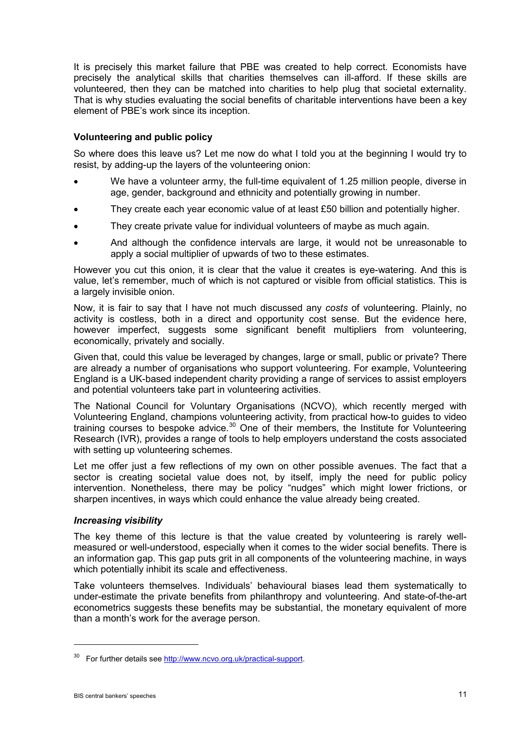It is precisely this market failure that PBE was created to help correct. Economists have precisely the analytical skills that charities themselves can ill-afford. If these skills are volunteered, then they can be matched into charities to help plug that societal externality. That is why studies evaluating the social benefits of charitable interventions have been a key element of PBE's work since its inception.

### Volunteering and public policy

So where does this leave us? Let me now do what I told you at the beginning I would try to resist, by adding-up the layers of the volunteering onion:

- We have a volunteer army, the full-time equivalent of 1.25 million people, diverse in age, gender, background and ethnicity and potentially growing in number.
- They create each year economic value of at least £50 billion and potentially higher.
- They create private value for individual volunteers of maybe as much again.
- And although the confidence intervals are large, it would not be unreasonable to apply a social multiplier of upwards of two to these estimates.

However you cut this onion, it is clear that the value it creates is eye-watering. And this is value, let's remember, much of which is not captured or visible from official statistics. This is a largely invisible onion.

Now, it is fair to say that I have not much discussed any *costs* of volunteering. Plainly, no activity is costless, both in a direct and opportunity cost sense. But the evidence here, however imperfect, suggests some significant benefit multipliers from volunteering, economically, privately and socially.

Given that, could this value be leveraged by changes, large or small, public or private? There are already a number of organisations who support volunteering. For example, Volunteering England is a UK-based independent charity providing a range of services to assist employers and potential volunteers take part in volunteering activities.

The National Council for Voluntary Organisations (NCVO), which recently merged with Volunteering England, champions volunteering activity, from practical how-to guides to video training courses to bespoke advice.[30] One of their members, the Institute for Volunteering Research (IVR), provides a range of tools to help employers understand the costs associated with setting up volunteering schemes.

Let me offer just a few reflections of my own on other possible avenues. The fact that a sector is creating societal value does not, by itself, imply the need for public policy intervention. Nonetheless, there may be policy "nudges" which might lower frictions, or sharpen incentives, in ways which could enhance the value already being created.

#### *Increasing visibility*

The key theme of this lecture is that the value created by volunteering is rarely well-measured or well-understood, especially when it comes to the wider social benefits. There is an information gap. This gap puts grit in all components of the volunteering machine, in ways which potentially inhibit its scale and effectiveness.

Take volunteers themselves. Individuals' behavioural biases lead them systematically to under-estimate the private benefits from philanthropy and volunteering. And state-of-the-art econometrics suggests these benefits may be substantial, the monetary equivalent of more than a month's work for the average person.

---

[30] For further details see http://www.ncvo.org.uk/practical-support.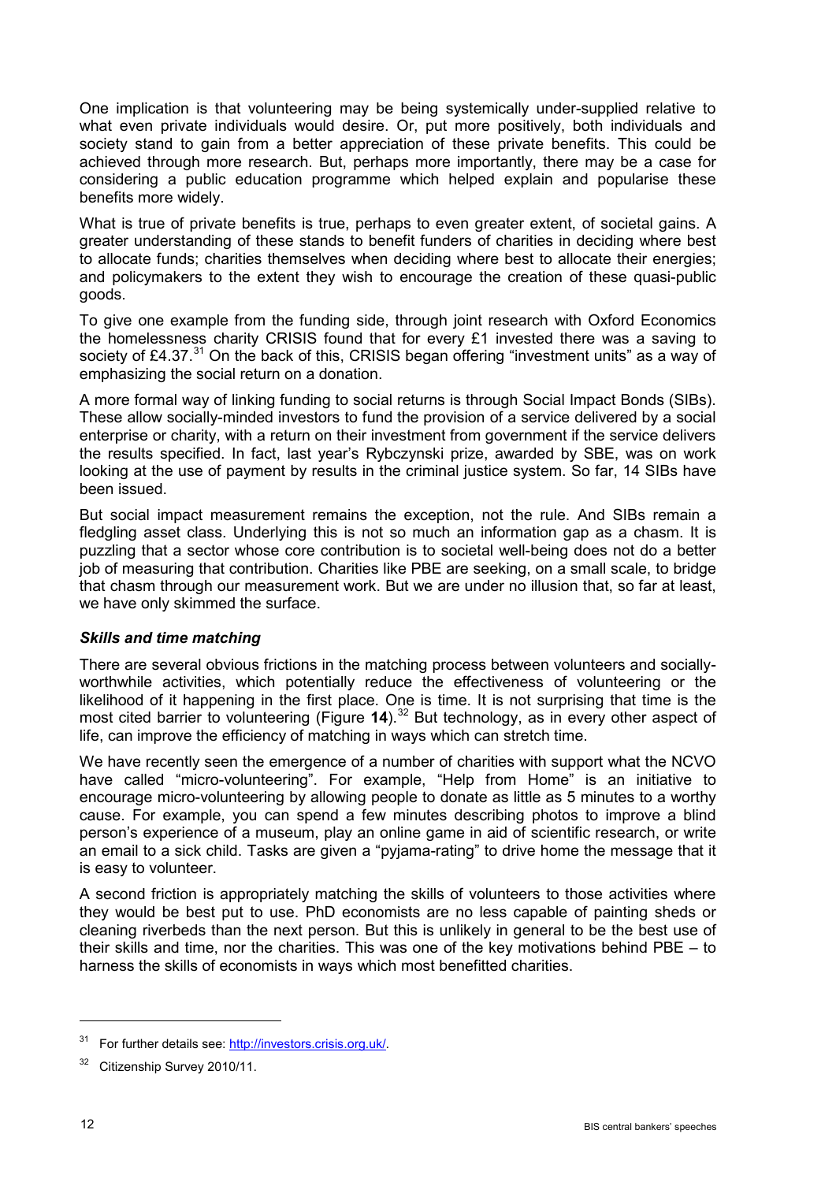One implication is that volunteering may be being systemically under-supplied relative to what even private individuals would desire. Or, put more positively, both individuals and society stand to gain from a better appreciation of these private benefits. This could be achieved through more research. But, perhaps more importantly, there may be a case for considering a public education programme which helped explain and popularise these benefits more widely.

What is true of private benefits is true, perhaps to even greater extent, of societal gains. A greater understanding of these stands to benefit funders of charities in deciding where best to allocate funds; charities themselves when deciding where best to allocate their energies; and policymakers to the extent they wish to encourage the creation of these quasi-public goods.

To give one example from the funding side, through joint research with Oxford Economics the homelessness charity CRISIS found that for every £1 invested there was a saving to society of £4.37.[31] On the back of this, CRISIS began offering "investment units" as a way of emphasizing the social return on a donation.

A more formal way of linking funding to social returns is through Social Impact Bonds (SIBs). These allow socially-minded investors to fund the provision of a service delivered by a social enterprise or charity, with a return on their investment from government if the service delivers the results specified. In fact, last year's Rybczynski prize, awarded by SBE, was on work looking at the use of payment by results in the criminal justice system. So far, 14 SIBs have been issued.

But social impact measurement remains the exception, not the rule. And SIBs remain a fledgling asset class. Underlying this is not so much an information gap as a chasm. It is puzzling that a sector whose core contribution is to societal well-being does not do a better job of measuring that contribution. Charities like PBE are seeking, on a small scale, to bridge that chasm through our measurement work. But we are under no illusion that, so far at least, we have only skimmed the surface.

### *Skills and time matching*

There are several obvious frictions in the matching process between volunteers and socially-worthwhile activities, which potentially reduce the effectiveness of volunteering or the likelihood of it happening in the first place. One is time. It is not surprising that time is the most cited barrier to volunteering (Figure **14**).[32] But technology, as in every other aspect of life, can improve the efficiency of matching in ways which can stretch time.

We have recently seen the emergence of a number of charities with support what the NCVO have called "micro-volunteering". For example, "Help from Home" is an initiative to encourage micro-volunteering by allowing people to donate as little as 5 minutes to a worthy cause. For example, you can spend a few minutes describing photos to improve a blind person's experience of a museum, play an online game in aid of scientific research, or write an email to a sick child. Tasks are given a "pyjama-rating" to drive home the message that it is easy to volunteer.

A second friction is appropriately matching the skills of volunteers to those activities where they would be best put to use. PhD economists are no less capable of painting sheds or cleaning riverbeds than the next person. But this is unlikely in general to be the best use of their skills and time, nor the charities. This was one of the key motivations behind PBE – to harness the skills of economists in ways which most benefitted charities.

---

[31] For further details see: http://investors.crisis.org.uk/.

[32] Citizenship Survey 2010/11.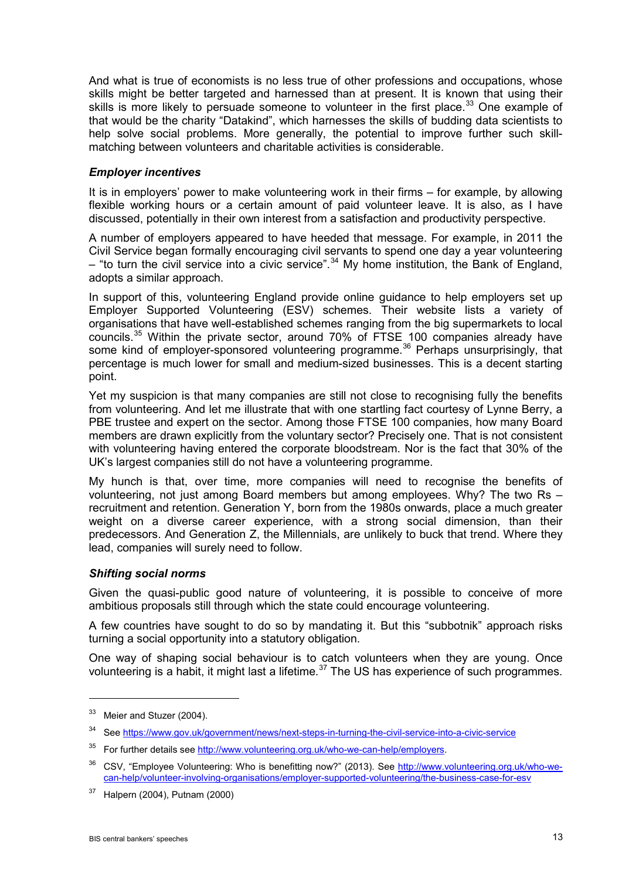And what is true of economists is no less true of other professions and occupations, whose skills might be better targeted and harnessed than at present. It is known that using their skills is more likely to persuade someone to volunteer in the first place.[33] One example of that would be the charity "Datakind", which harnesses the skills of budding data scientists to help solve social problems. More generally, the potential to improve further such skill-matching between volunteers and charitable activities is considerable.

### *Employer incentives*

It is in employers' power to make volunteering work in their firms – for example, by allowing flexible working hours or a certain amount of paid volunteer leave. It is also, as I have discussed, potentially in their own interest from a satisfaction and productivity perspective.

A number of employers appeared to have heeded that message. For example, in 2011 the Civil Service began formally encouraging civil servants to spend one day a year volunteering – "to turn the civil service into a civic service".[34] My home institution, the Bank of England, adopts a similar approach.

In support of this, volunteering England provide online guidance to help employers set up Employer Supported Volunteering (ESV) schemes. Their website lists a variety of organisations that have well-established schemes ranging from the big supermarkets to local councils.[35] Within the private sector, around 70% of FTSE 100 companies already have some kind of employer-sponsored volunteering programme.[36] Perhaps unsurprisingly, that percentage is much lower for small and medium-sized businesses. This is a decent starting point.

Yet my suspicion is that many companies are still not close to recognising fully the benefits from volunteering. And let me illustrate that with one startling fact courtesy of Lynne Berry, a PBE trustee and expert on the sector. Among those FTSE 100 companies, how many Board members are drawn explicitly from the voluntary sector? Precisely one. That is not consistent with volunteering having entered the corporate bloodstream. Nor is the fact that 30% of the UK's largest companies still do not have a volunteering programme.

My hunch is that, over time, more companies will need to recognise the benefits of volunteering, not just among Board members but among employees. Why? The two Rs – recruitment and retention. Generation Y, born from the 1980s onwards, place a much greater weight on a diverse career experience, with a strong social dimension, than their predecessors. And Generation Z, the Millennials, are unlikely to buck that trend. Where they lead, companies will surely need to follow.

### *Shifting social norms*

Given the quasi-public good nature of volunteering, it is possible to conceive of more ambitious proposals still through which the state could encourage volunteering.

A few countries have sought to do so by mandating it. But this "subbotnik" approach risks turning a social opportunity into a statutory obligation.

One way of shaping social behaviour is to catch volunteers when they are young. Once volunteering is a habit, it might last a lifetime.[37] The US has experience of such programmes.

---

[33] Meier and Stuzer (2004).

[34] See https://www.gov.uk/government/news/next-steps-in-turning-the-civil-service-into-a-civic-service

[35] For further details see http://www.volunteering.org.uk/who-we-can-help/employers.

[36] CSV, "Employee Volunteering: Who is benefitting now?" (2013). See http://www.volunteering.org.uk/who-we-can-help/volunteer-involving-organisations/employer-supported-volunteering/the-business-case-for-esv

[37] Halpern (2004), Putnam (2000)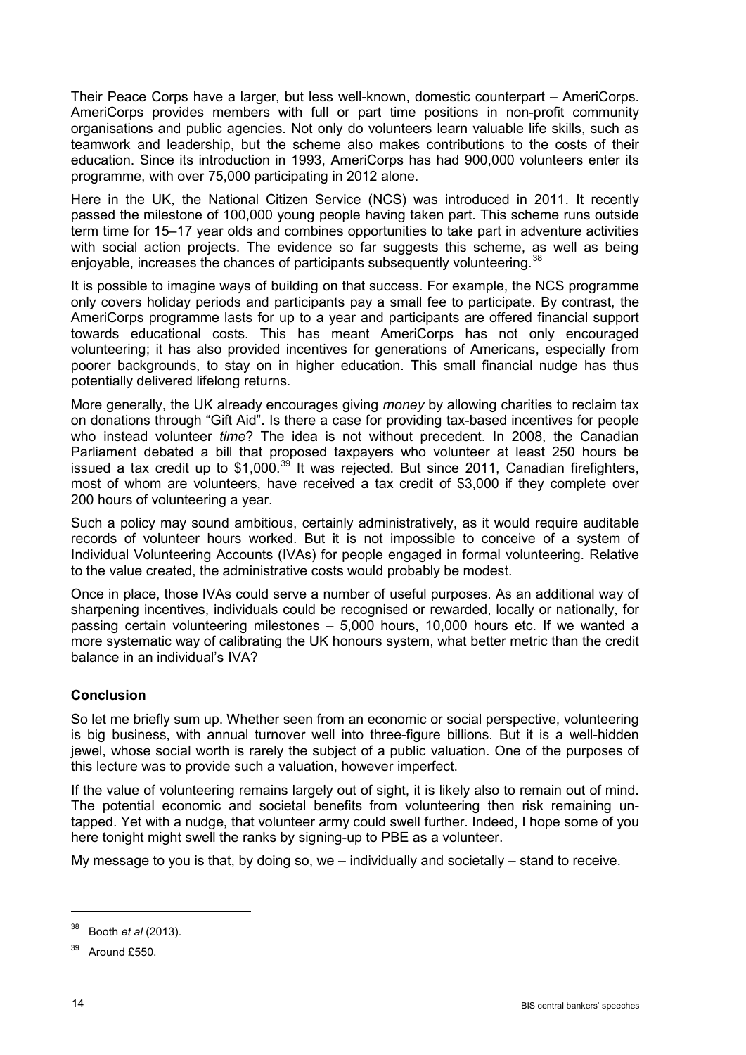Their Peace Corps have a larger, but less well-known, domestic counterpart – AmeriCorps. AmeriCorps provides members with full or part time positions in non-profit community organisations and public agencies. Not only do volunteers learn valuable life skills, such as teamwork and leadership, but the scheme also makes contributions to the costs of their education. Since its introduction in 1993, AmeriCorps has had 900,000 volunteers enter its programme, with over 75,000 participating in 2012 alone.

Here in the UK, the National Citizen Service (NCS) was introduced in 2011. It recently passed the milestone of 100,000 young people having taken part. This scheme runs outside term time for 15–17 year olds and combines opportunities to take part in adventure activities with social action projects. The evidence so far suggests this scheme, as well as being enjoyable, increases the chances of participants subsequently volunteering.[38]

It is possible to imagine ways of building on that success. For example, the NCS programme only covers holiday periods and participants pay a small fee to participate. By contrast, the AmeriCorps programme lasts for up to a year and participants are offered financial support towards educational costs. This has meant AmeriCorps has not only encouraged volunteering; it has also provided incentives for generations of Americans, especially from poorer backgrounds, to stay on in higher education. This small financial nudge has thus potentially delivered lifelong returns.

More generally, the UK already encourages giving *money* by allowing charities to reclaim tax on donations through "Gift Aid". Is there a case for providing tax-based incentives for people who instead volunteer *time*? The idea is not without precedent. In 2008, the Canadian Parliament debated a bill that proposed taxpayers who volunteer at least 250 hours be issued a tax credit up to $1,000.[39] It was rejected. But since 2011, Canadian firefighters, most of whom are volunteers, have received a tax credit of $3,000 if they complete over 200 hours of volunteering a year.

Such a policy may sound ambitious, certainly administratively, as it would require auditable records of volunteer hours worked. But it is not impossible to conceive of a system of Individual Volunteering Accounts (IVAs) for people engaged in formal volunteering. Relative to the value created, the administrative costs would probably be modest.

Once in place, those IVAs could serve a number of useful purposes. As an additional way of sharpening incentives, individuals could be recognised or rewarded, locally or nationally, for passing certain volunteering milestones – 5,000 hours, 10,000 hours etc. If we wanted a more systematic way of calibrating the UK honours system, what better metric than the credit balance in an individual's IVA?

**Conclusion**

So let me briefly sum up. Whether seen from an economic or social perspective, volunteering is big business, with annual turnover well into three-figure billions. But it is a well-hidden jewel, whose social worth is rarely the subject of a public valuation. One of the purposes of this lecture was to provide such a valuation, however imperfect.

If the value of volunteering remains largely out of sight, it is likely also to remain out of mind. The potential economic and societal benefits from volunteering then risk remaining untapped. Yet with a nudge, that volunteer army could swell further. Indeed, I hope some of you here tonight might swell the ranks by signing-up to PBE as a volunteer.

My message to you is that, by doing so, we – individually and societally – stand to receive.

---

[38] Booth *et al* (2013).

[39] Around £550.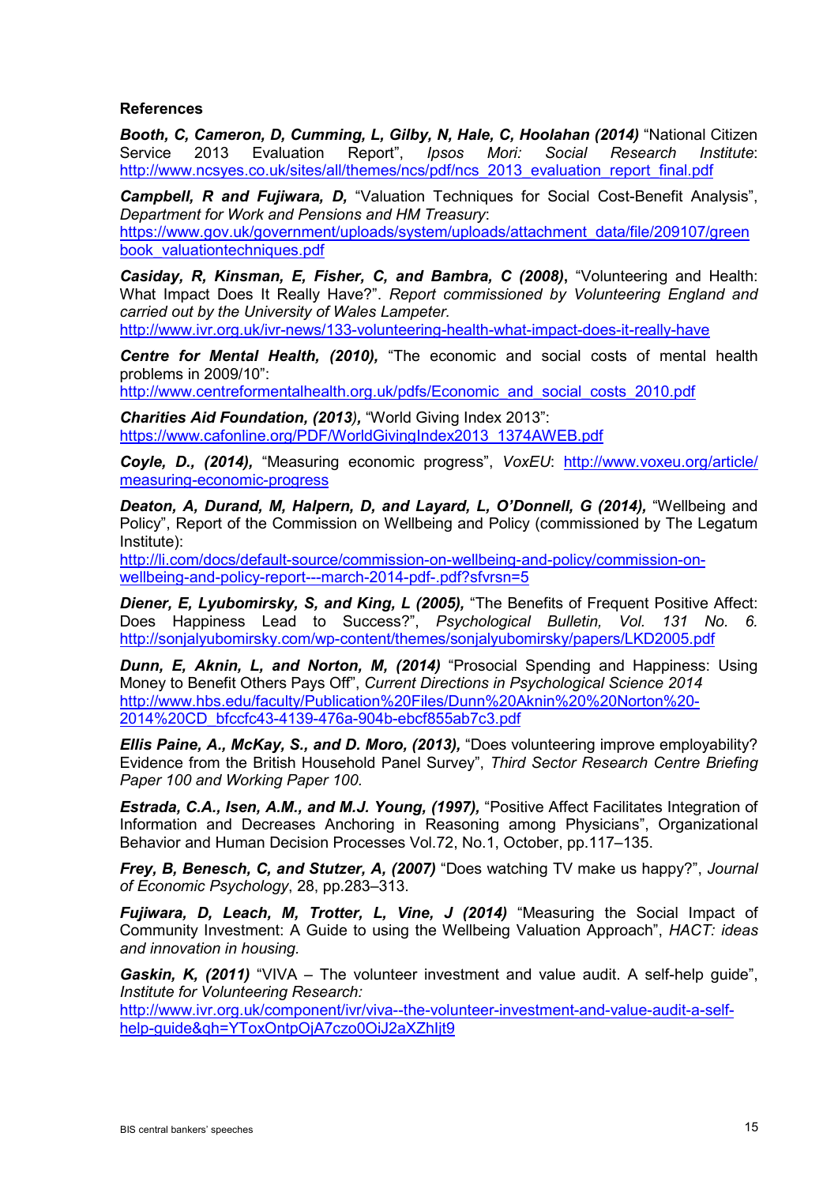**References**

***Booth, C, Cameron, D, Cumming, L, Gilby, N, Hale, C, Hoolahan (2014)*** "National Citizen Service 2013 Evaluation Report", *Ipsos Mori: Social Research Institute*: http://www.ncsyes.co.uk/sites/all/themes/ncs/pdf/ncs_2013_evaluation_report_final.pdf

***Campbell, R and Fujiwara, D,*** "Valuation Techniques for Social Cost-Benefit Analysis", *Department for Work and Pensions and HM Treasury*: https://www.gov.uk/government/uploads/system/uploads/attachment_data/file/209107/greenbook_valuationtechniques.pdf

***Casiday, R, Kinsman, E, Fisher, C, and Bambra, C (2008)***, "Volunteering and Health: What Impact Does It Really Have?". *Report commissioned by Volunteering England and carried out by the University of Wales Lampeter.* http://www.ivr.org.uk/ivr-news/133-volunteering-health-what-impact-does-it-really-have

***Centre for Mental Health, (2010),*** "The economic and social costs of mental health problems in 2009/10": http://www.centreformentalhealth.org.uk/pdfs/Economic_and_social_costs_2010.pdf

***Charities Aid Foundation, (2013),*** "World Giving Index 2013": https://www.cafonline.org/PDF/WorldGivingIndex2013_1374AWEB.pdf

***Coyle, D., (2014),*** "Measuring economic progress", *VoxEU*: http://www.voxeu.org/article/measuring-economic-progress

***Deaton, A, Durand, M, Halpern, D, and Layard, L, O'Donnell, G (2014),*** "Wellbeing and Policy", Report of the Commission on Wellbeing and Policy (commissioned by The Legatum Institute): http://li.com/docs/default-source/commission-on-wellbeing-and-policy/commission-on-wellbeing-and-policy-report---march-2014-pdf-.pdf?sfvrsn=5

***Diener, E, Lyubomirsky, S, and King, L (2005),*** "The Benefits of Frequent Positive Affect: Does Happiness Lead to Success?", *Psychological Bulletin, Vol. 131 No. 6.* http://sonjalyubomirsky.com/wp-content/themes/sonjalyubomirsky/papers/LKD2005.pdf

***Dunn, E, Aknin, L, and Norton, M, (2014)*** "Prosocial Spending and Happiness: Using Money to Benefit Others Pays Off", *Current Directions in Psychological Science 2014* http://www.hbs.edu/faculty/Publication%20Files/Dunn%20Aknin%20%20Norton%20-2014%20CD_bfccfc43-4139-476a-904b-ebcf855ab7c3.pdf

***Ellis Paine, A., McKay, S., and D. Moro, (2013),*** "Does volunteering improve employability? Evidence from the British Household Panel Survey", *Third Sector Research Centre Briefing Paper 100 and Working Paper 100.*

***Estrada, C.A., Isen, A.M., and M.J. Young, (1997),*** "Positive Affect Facilitates Integration of Information and Decreases Anchoring in Reasoning among Physicians", Organizational Behavior and Human Decision Processes Vol.72, No.1, October, pp.117–135.

***Frey, B, Benesch, C, and Stutzer, A, (2007)*** "Does watching TV make us happy?", *Journal of Economic Psychology*, 28, pp.283–313.

***Fujiwara, D, Leach, M, Trotter, L, Vine, J (2014)*** "Measuring the Social Impact of Community Investment: A Guide to using the Wellbeing Valuation Approach", *HACT: ideas and innovation in housing.*

***Gaskin, K, (2011)*** "VIVA – The volunteer investment and value audit. A self-help guide", *Institute for Volunteering Research:* http://www.ivr.org.uk/component/ivr/viva--the-volunteer-investment-and-value-audit-a-self-help-guide&qh=YToxOntpOjA7czo0OiJ2aXZhIjt9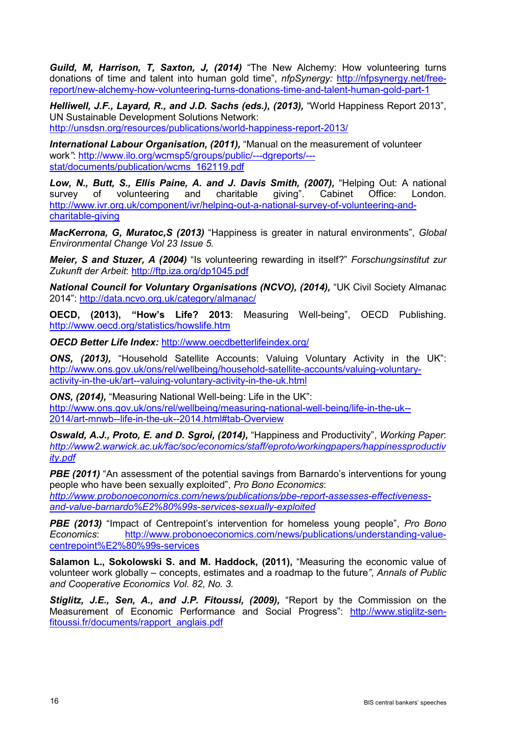***Guild, M, Harrison, T, Saxton, J, (2014)*** "The New Alchemy: How volunteering turns donations of time and talent into human gold time", *nfpSynergy:* http://nfpsynergy.net/free-report/new-alchemy-how-volunteering-turns-donations-time-and-talent-human-gold-part-1

***Helliwell, J.F., Layard, R., and J.D. Sachs (eds.), (2013),*** "World Happiness Report 2013", UN Sustainable Development Solutions Network: http://unsdsn.org/resources/publications/world-happiness-report-2013/

***International Labour Organisation, (2011),*** "Manual on the measurement of volunteer work": http://www.ilo.org/wcmsp5/groups/public/---dgreports/---stat/documents/publication/wcms_162119.pdf

***Low, N., Butt, S., Ellis Paine, A. and J. Davis Smith, (2007),*** "Helping Out: A national survey of volunteering and charitable giving". Cabinet Office: London. http://www.ivr.org.uk/component/ivr/helping-out-a-national-survey-of-volunteering-and-charitable-giving

***MacKerrona, G, Muratoc,S (2013)*** "Happiness is greater in natural environments", *Global Environmental Change Vol 23 Issue 5.*

***Meier, S and Stuzer, A (2004)*** "Is volunteering rewarding in itself?" *Forschungsinstitut zur Zukunft der Arbeit*: http://ftp.iza.org/dp1045.pdf

***National Council for Voluntary Organisations (NCVO), (2014),*** "UK Civil Society Almanac 2014": http://data.ncvo.org.uk/category/almanac/

**OECD, (2013), "How's Life? 2013**: Measuring Well-being", OECD Publishing. http://www.oecd.org/statistics/howslife.htm

***OECD Better Life Index:*** http://www.oecdbetterlifeindex.org/

***ONS, (2013),*** "Household Satellite Accounts: Valuing Voluntary Activity in the UK": http://www.ons.gov.uk/ons/rel/wellbeing/household-satellite-accounts/valuing-voluntary-activity-in-the-uk/art--valuing-voluntary-activity-in-the-uk.html

***ONS, (2014),*** "Measuring National Well-being: Life in the UK": http://www.ons.gov.uk/ons/rel/wellbeing/measuring-national-well-being/life-in-the-uk--2014/art-mnwb--life-in-the-uk--2014.html#tab-Overview

***Oswald, A.J., Proto, E. and D. Sgroi, (2014),*** "Happiness and Productivity", *Working Paper*: *http://www2.warwick.ac.uk/fac/soc/economics/staff/eproto/workingpapers/happinessproductivity.pdf*

***PBE (2011)*** "An assessment of the potential savings from Barnardo's interventions for young people who have been sexually exploited", *Pro Bono Economics*: *http://www.probonoeconomics.com/news/publications/pbe-report-assesses-effectiveness-and-value-barnardo%E2%80%99s-services-sexually-exploited*

***PBE (2013)*** "Impact of Centrepoint's intervention for homeless young people", *Pro Bono Economics*: http://www.probonoeconomics.com/news/publications/understanding-value-centrepoint%E2%80%99s-services

**Salamon L., Sokolowski S. and M. Haddock, (2011),** "Measuring the economic value of volunteer work globally – concepts, estimates and a roadmap to the future", *Annals of Public and Cooperative Economics Vol. 82, No. 3.*

***Stiglitz, J.E., Sen, A., and J.P. Fitoussi, (2009),*** "Report by the Commission on the Measurement of Economic Performance and Social Progress": http://www.stiglitz-sen-fitoussi.fr/documents/rapport_anglais.pdf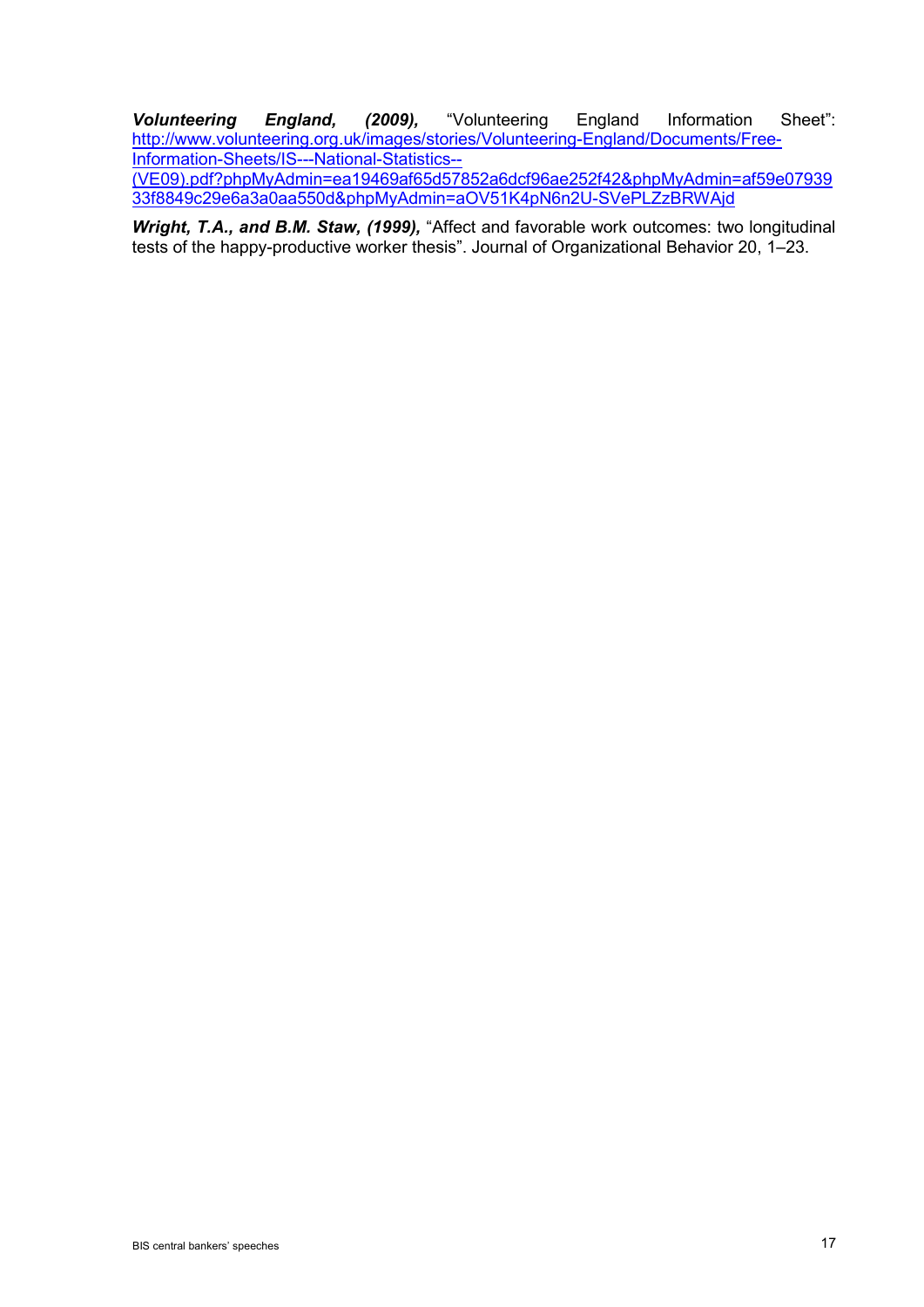***Volunteering England, (2009),*** "Volunteering England Information Sheet": http://www.volunteering.org.uk/images/stories/Volunteering-England/Documents/Free-Information-Sheets/IS---National-Statistics--(VE09).pdf?phpMyAdmin=ea19469af65d57852a6dcf96ae252f42&phpMyAdmin=af59e0793933f8849c29e6a3a0aa550d&phpMyAdmin=aOV51K4pN6n2U-SVePLZzBRWAjd

***Wright, T.A., and B.M. Staw, (1999),*** "Affect and favorable work outcomes: two longitudinal tests of the happy-productive worker thesis". Journal of Organizational Behavior 20, 1–23.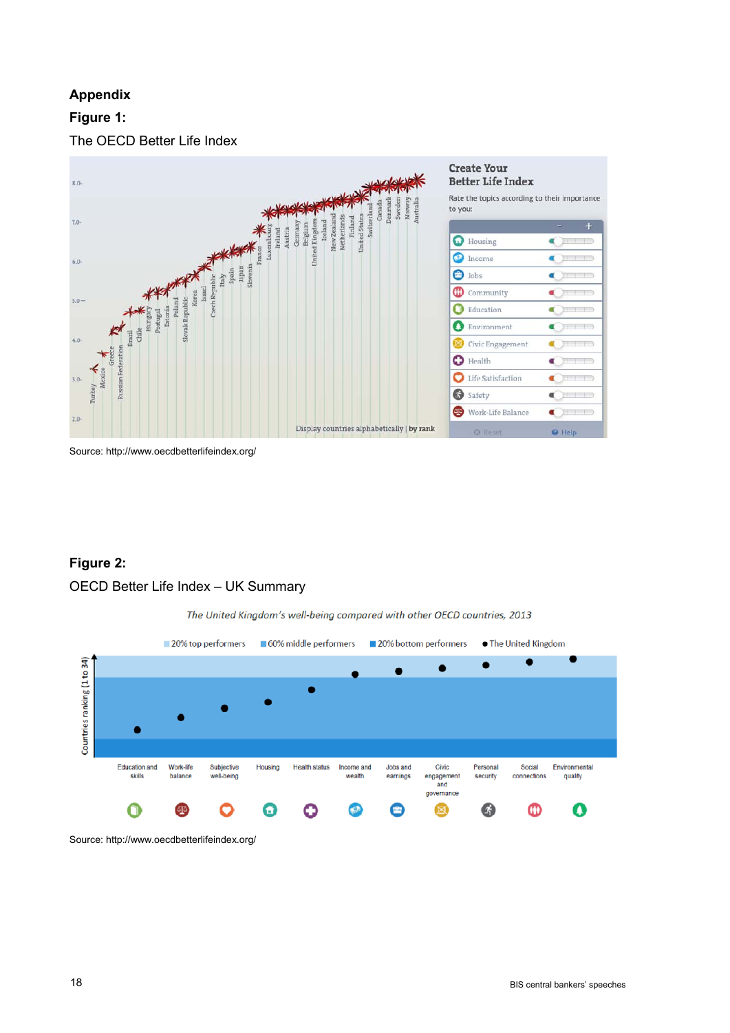**Appendix**

**Figure 1:**

The OECD Better Life Index

Source: http://www.oecdbetterlifeindex.org/

**Figure 2:**

OECD Better Life Index – UK Summary

Source: http://www.oecdbetterlifeindex.org/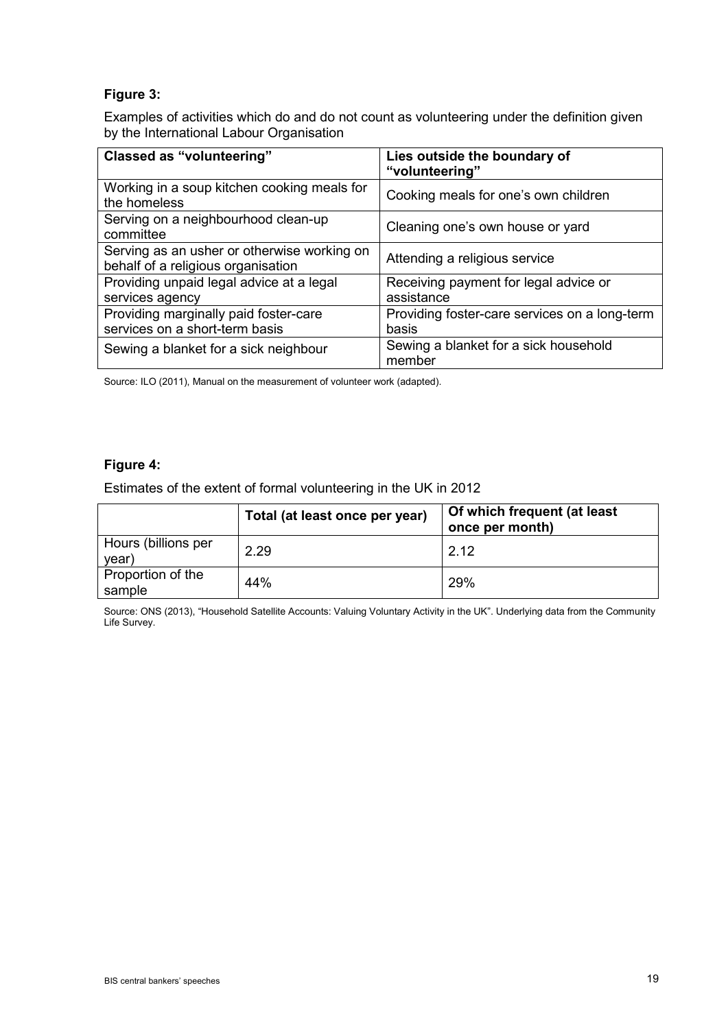**Figure 3:**

Examples of activities which do and do not count as volunteering under the definition given by the International Labour Organisation

| Classed as "volunteering" | Lies outside the boundary of "volunteering" |
|---|---|
| Working in a soup kitchen cooking meals for the homeless | Cooking meals for one's own children |
| Serving on a neighbourhood clean-up committee | Cleaning one's own house or yard |
| Serving as an usher or otherwise working on behalf of a religious organisation | Attending a religious service |
| Providing unpaid legal advice at a legal services agency | Receiving payment for legal advice or assistance |
| Providing marginally paid foster-care services on a short-term basis | Providing foster-care services on a long-term basis |
| Sewing a blanket for a sick neighbour | Sewing a blanket for a sick household member |

Source: ILO (2011), Manual on the measurement of volunteer work (adapted).

**Figure 4:**

Estimates of the extent of formal volunteering in the UK in 2012

| | Total (at least once per year) | Of which frequent (at least once per month) |
|---|---|---|
| Hours (billions per year) | 2.29 | 2.12 |
| Proportion of the sample | 44% | 29% |

Source: ONS (2013), "Household Satellite Accounts: Valuing Voluntary Activity in the UK". Underlying data from the Community Life Survey.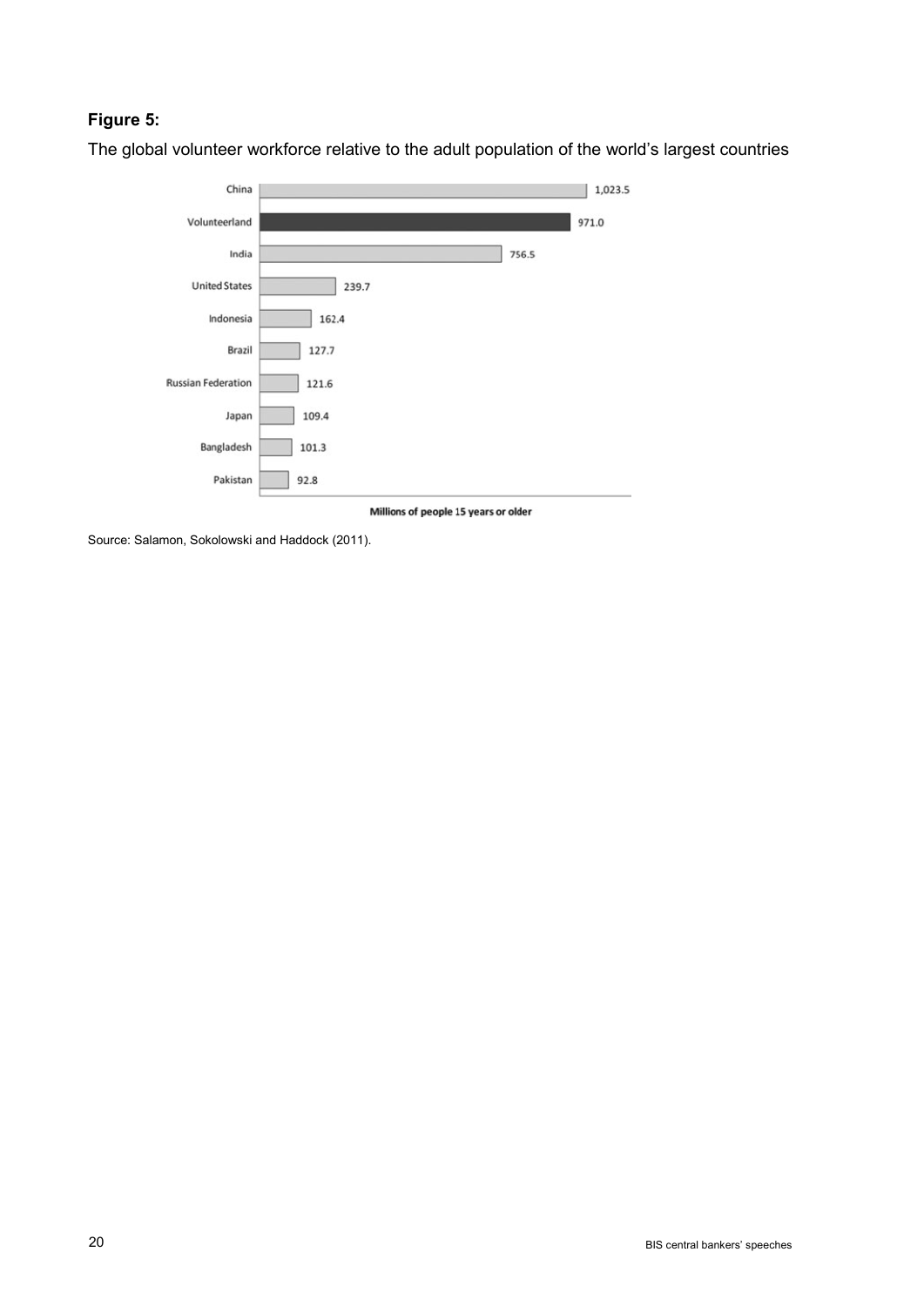**Figure 5:**

The global volunteer workforce relative to the adult population of the world's largest countries

| Country | Millions of people 15 years or older |
|---|---|
| China | 1,023.5 |
| Volunteerland | 971.0 |
| India | 756.5 |
| United States | 239.7 |
| Indonesia | 162.4 |
| Brazil | 127.7 |
| Russian Federation | 121.6 |
| Japan | 109.4 |
| Bangladesh | 101.3 |
| Pakistan | 92.8 |

Source: Salamon, Sokolowski and Haddock (2011).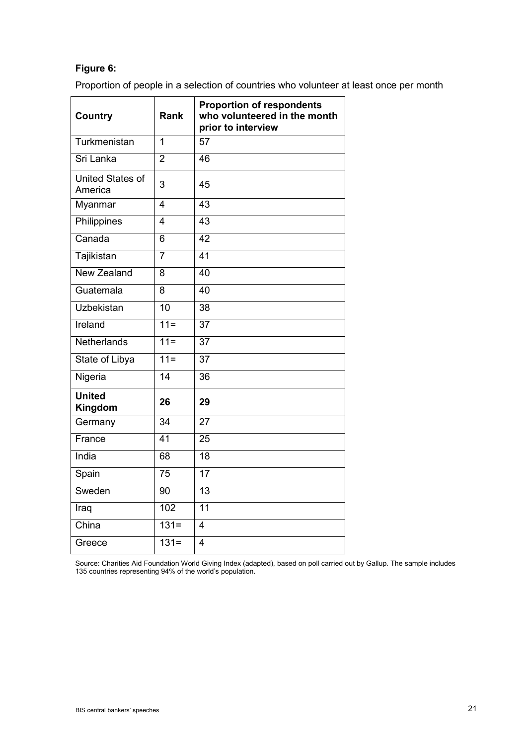**Figure 6:**

Proportion of people in a selection of countries who volunteer at least once per month

| Country | Rank | Proportion of respondents who volunteered in the month prior to interview |
|---|---|---|
| Turkmenistan | 1 | 57 |
| Sri Lanka | 2 | 46 |
| United States of America | 3 | 45 |
| Myanmar | 4 | 43 |
| Philippines | 4 | 43 |
| Canada | 6 | 42 |
| Tajikistan | 7 | 41 |
| New Zealand | 8 | 40 |
| Guatemala | 8 | 40 |
| Uzbekistan | 10 | 38 |
| Ireland | 11= | 37 |
| Netherlands | 11= | 37 |
| State of Libya | 11= | 37 |
| Nigeria | 14 | 36 |
| **United Kingdom** | **26** | **29** |
| Germany | 34 | 27 |
| France | 41 | 25 |
| India | 68 | 18 |
| Spain | 75 | 17 |
| Sweden | 90 | 13 |
| Iraq | 102 | 11 |
| China | 131= | 4 |
| Greece | 131= | 4 |

Source: Charities Aid Foundation World Giving Index (adapted), based on poll carried out by Gallup. The sample includes 135 countries representing 94% of the world's population.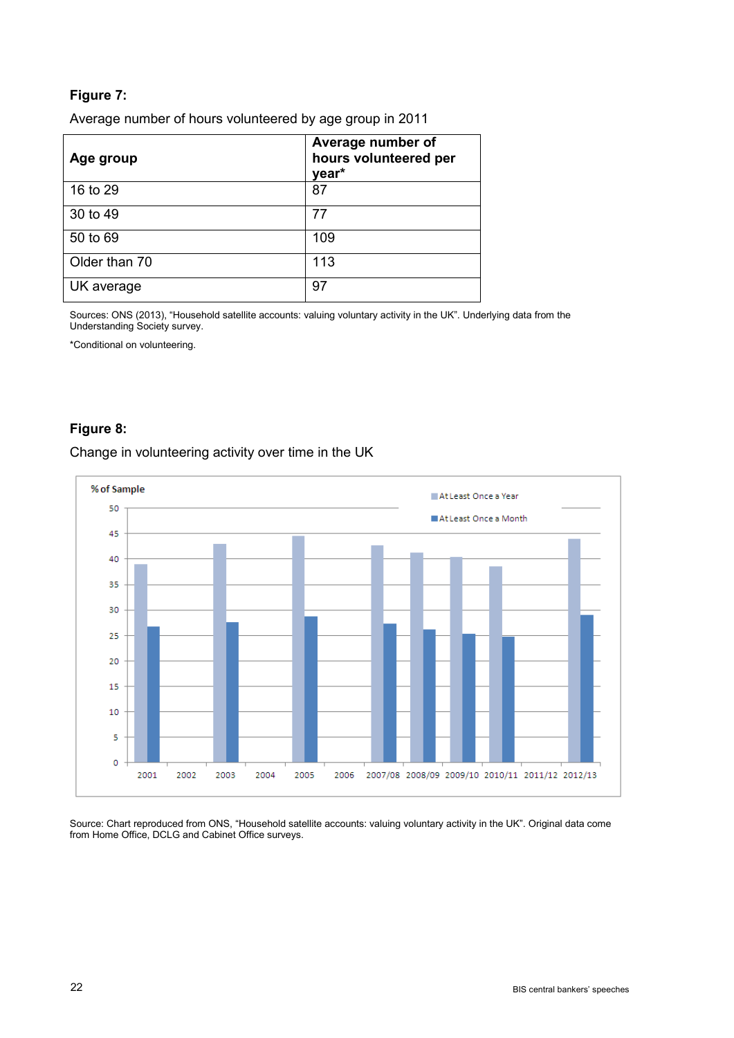**Figure 7:**

Average number of hours volunteered by age group in 2011

| Age group | Average number of hours volunteered per year* |
|---|---|
| 16 to 29 | 87 |
| 30 to 49 | 77 |
| 50 to 69 | 109 |
| Older than 70 | 113 |
| UK average | 97 |

Sources: ONS (2013), "Household satellite accounts: valuing voluntary activity in the UK". Underlying data from the Understanding Society survey.

*Conditional on volunteering.

**Figure 8:**

Change in volunteering activity over time in the UK

Source: Chart reproduced from ONS, "Household satellite accounts: valuing voluntary activity in the UK". Original data come from Home Office, DCLG and Cabinet Office surveys.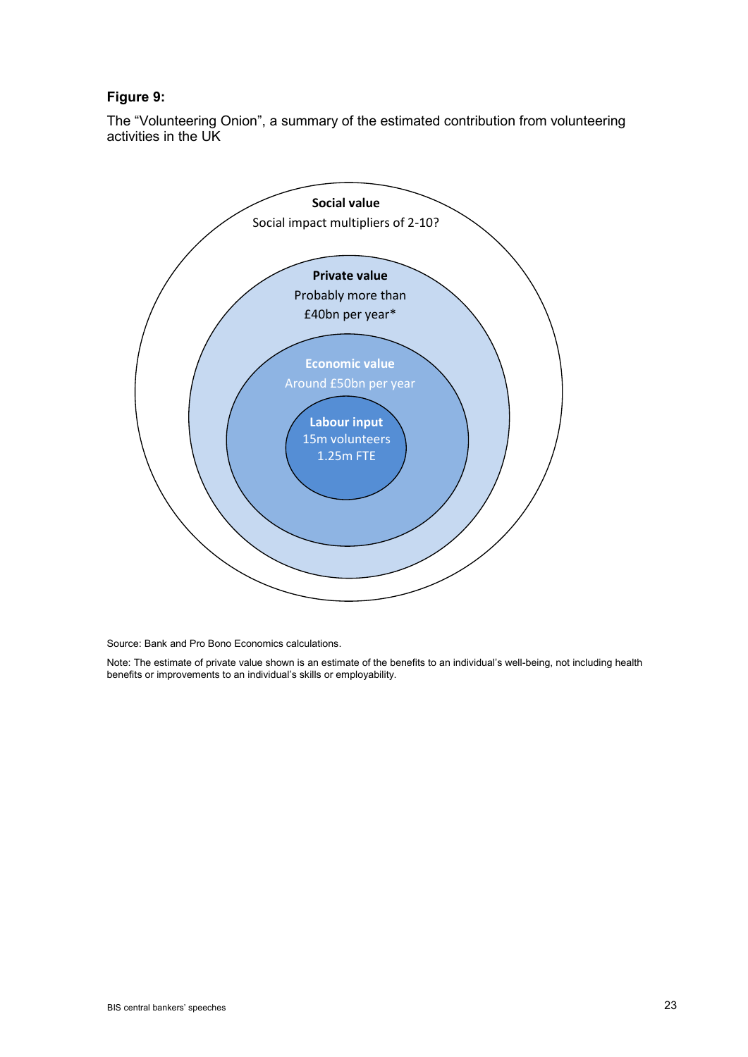**Figure 9:**

The "Volunteering Onion", a summary of the estimated contribution from volunteering activities in the UK

**Social value**
Social impact multipliers of 2-10?

**Private value**
Probably more than £40bn per year*

**Economic value**
Around £50bn per year

**Labour input**
15m volunteers
1.25m FTE

Source: Bank and Pro Bono Economics calculations.

Note: The estimate of private value shown is an estimate of the benefits to an individual's well-being, not including health benefits or improvements to an individual's skills or employability.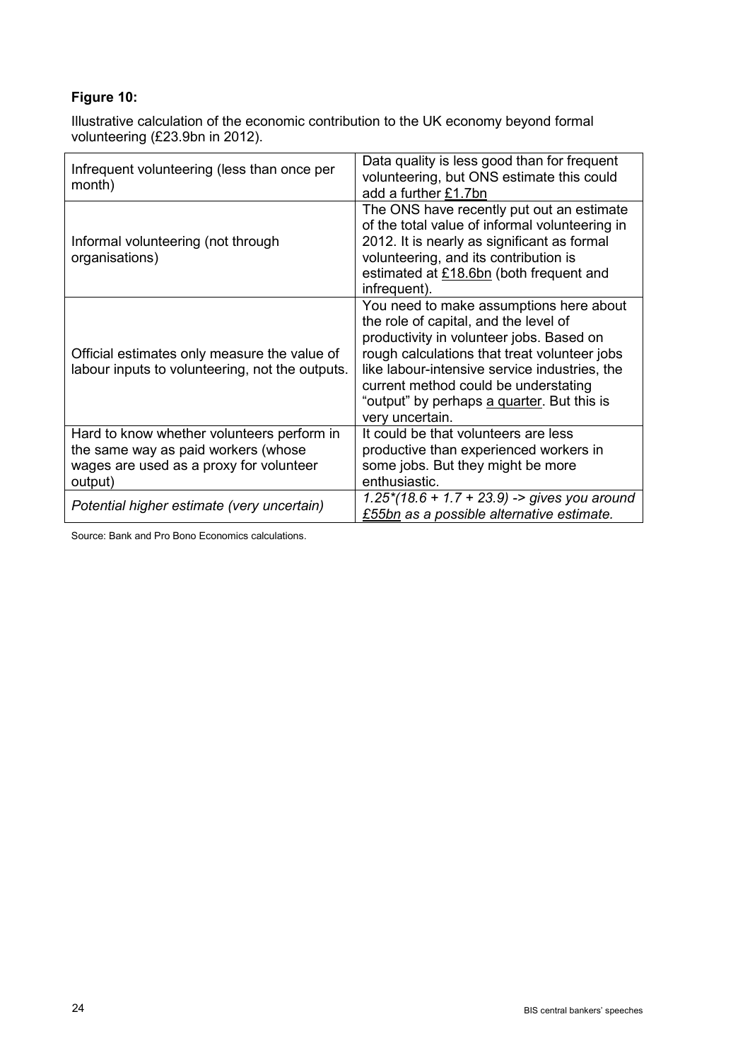**Figure 10:**

Illustrative calculation of the economic contribution to the UK economy beyond formal volunteering (£23.9bn in 2012).

| | |
|---|---|
| Infrequent volunteering (less than once per month) | Data quality is less good than for frequent volunteering, but ONS estimate this could add a further £1.7bn |
| Informal volunteering (not through organisations) | The ONS have recently put out an estimate of the total value of informal volunteering in 2012. It is nearly as significant as formal volunteering, and its contribution is estimated at £18.6bn (both frequent and infrequent). |
| Official estimates only measure the value of labour inputs to volunteering, not the outputs. | You need to make assumptions here about the role of capital, and the level of productivity in volunteer jobs. Based on rough calculations that treat volunteer jobs like labour-intensive service industries, the current method could be understating "output" by perhaps a quarter. But this is very uncertain. |
| Hard to know whether volunteers perform in the same way as paid workers (whose wages are used as a proxy for volunteer output) | It could be that volunteers are less productive than experienced workers in some jobs. But they might be more enthusiastic. |
| *Potential higher estimate (very uncertain)* | *1.25*(18.6 + 1.7 + 23.9) -> gives you around £55bn as a possible alternative estimate.* |

Source: Bank and Pro Bono Economics calculations.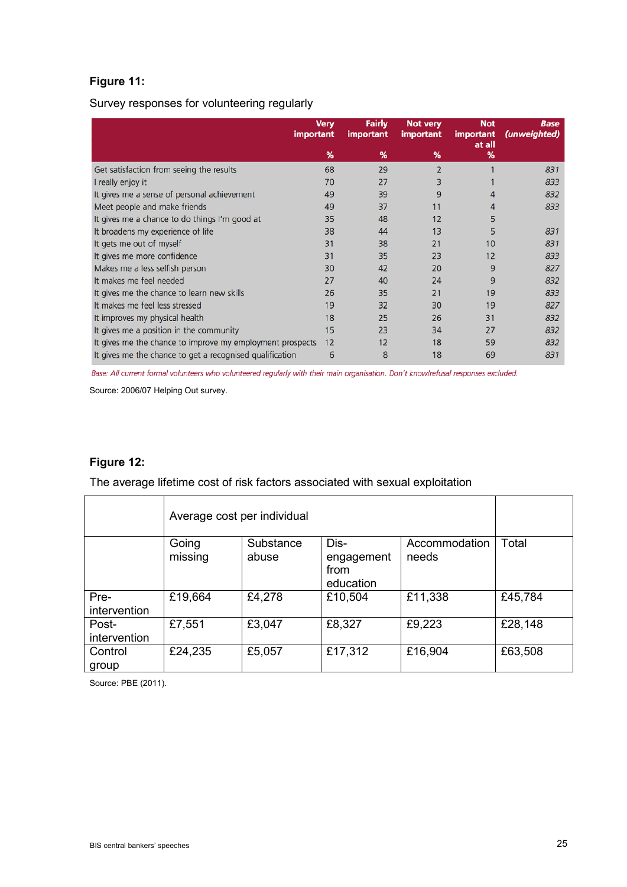**Figure 11:**

Survey responses for volunteering regularly

| | Very important % | Fairly important % | Not very important % | Not important at all % | *Base (unweighted)* |
|---|---|---|---|---|---|
| Get satisfaction from seeing the results | 68 | 29 | 2 | 1 | *831* |
| I really enjoy it | 70 | 27 | 3 | 1 | *833* |
| It gives me a sense of personal achievement | 49 | 39 | 9 | 4 | *832* |
| Meet people and make friends | 49 | 37 | 11 | 4 | *833* |
| It gives me a chance to do things I'm good at | 35 | 48 | 12 | 5 | |
| It broadens my experience of life | 38 | 44 | 13 | 5 | *831* |
| It gets me out of myself | 31 | 38 | 21 | 10 | *831* |
| It gives me more confidence | 31 | 35 | 23 | 12 | *833* |
| Makes me a less selfish person | 30 | 42 | 20 | 9 | *827* |
| It makes me feel needed | 27 | 40 | 24 | 9 | *832* |
| It gives me the chance to learn new skills | 26 | 35 | 21 | 19 | *833* |
| It makes me feel less stressed | 19 | 32 | 30 | 19 | *827* |
| It improves my physical health | 18 | 25 | 26 | 31 | *832* |
| It gives me a position in the community | 15 | 23 | 34 | 27 | *832* |
| It gives me the chance to improve my employment prospects | 12 | 12 | 18 | 59 | *832* |
| It gives me the chance to get a recognised qualification | 6 | 8 | 18 | 69 | *831* |

*Base: All current formal volunteers who volunteered regularly with their main organisation. Don't know/refusal responses excluded.*

Source: 2006/07 Helping Out survey.

**Figure 12:**

The average lifetime cost of risk factors associated with sexual exploitation

| | Average cost per individual | | | | |
|---|---|---|---|---|---|
| | Going missing | Substance abuse | Dis-engagement from education | Accommodation needs | Total |
| Pre-intervention | £19,664 | £4,278 | £10,504 | £11,338 | £45,784 |
| Post-intervention | £7,551 | £3,047 | £8,327 | £9,223 | £28,148 |
| Control group | £24,235 | £5,057 | £17,312 | £16,904 | £63,508 |

Source: PBE (2011).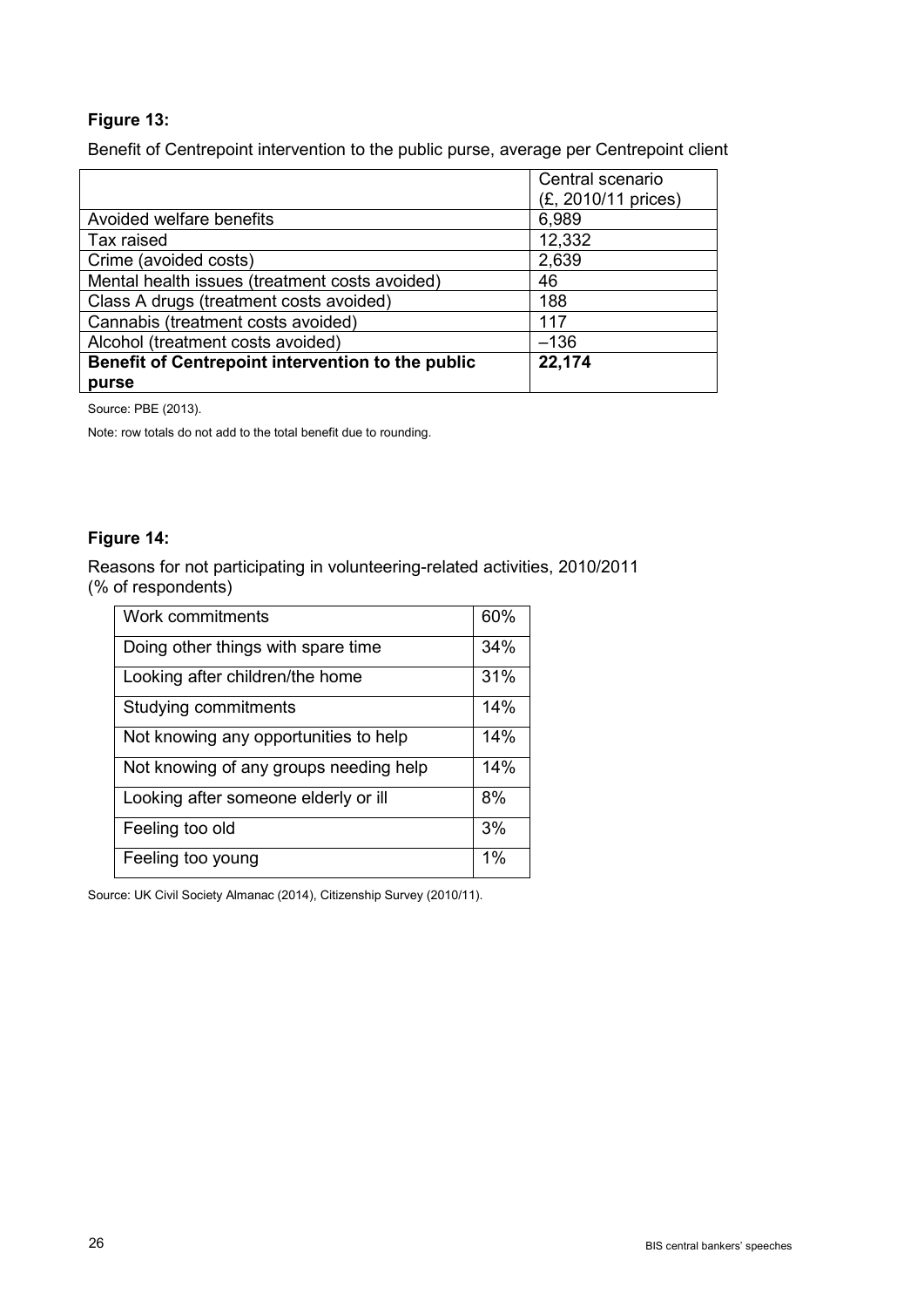**Figure 13:**

Benefit of Centrepoint intervention to the public purse, average per Centrepoint client

| | Central scenario (£, 2010/11 prices) |
|---|---|
| Avoided welfare benefits | 6,989 |
| Tax raised | 12,332 |
| Crime (avoided costs) | 2,639 |
| Mental health issues (treatment costs avoided) | 46 |
| Class A drugs (treatment costs avoided) | 188 |
| Cannabis (treatment costs avoided) | 117 |
| Alcohol (treatment costs avoided) | –136 |
| **Benefit of Centrepoint intervention to the public purse** | **22,174** |

Source: PBE (2013).

Note: row totals do not add to the total benefit due to rounding.

**Figure 14:**

Reasons for not participating in volunteering-related activities, 2010/2011 (% of respondents)

| | |
|---|---|
| Work commitments | 60% |
| Doing other things with spare time | 34% |
| Looking after children/the home | 31% |
| Studying commitments | 14% |
| Not knowing any opportunities to help | 14% |
| Not knowing of any groups needing help | 14% |
| Looking after someone elderly or ill | 8% |
| Feeling too old | 3% |
| Feeling too young | 1% |

Source: UK Civil Society Almanac (2014), Citizenship Survey (2010/11).